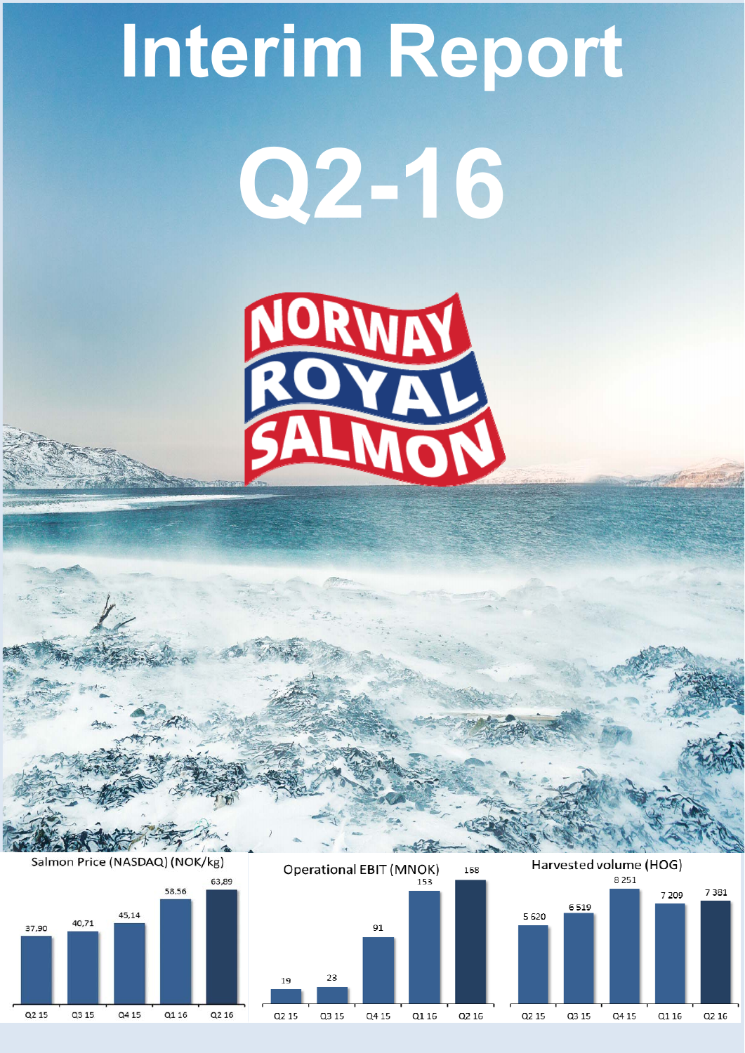# Interim Report

# Q2-16

NORWAY ROYAL SALMON

**Salmon Price (NASDAQ) (NOK/kg)**

| Q2 15 | Q3 15 | Q4 15 | Q1 16 | Q2 16 |
|---|---|---|---|---|
| 37,90 | 40,71 | 45,14 | 58,56 | 63,89 |

**Operational EBIT (MNOK)**

| Q2 15 | Q3 15 | Q4 15 | Q1 16 | Q2 16 |
|---|---|---|---|---|
| 19 | 23 | 91 | 153 | 168 |

**Harvested volume (HOG)**

| Q2 15 | Q3 15 | Q4 15 | Q1 16 | Q2 16 |
|---|---|---|---|---|
| 5 620 | 6 519 | 8 251 | 7 209 | 7 381 |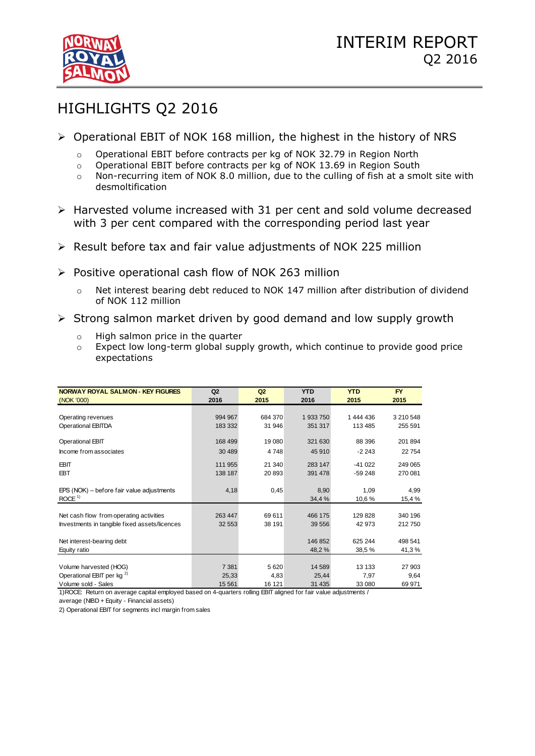# INTERIM REPORT Q2 2016

## HIGHLIGHTS Q2 2016

- Operational EBIT of NOK 168 million, the highest in the history of NRS
  - Operational EBIT before contracts per kg of NOK 32.79 in Region North
  - Operational EBIT before contracts per kg of NOK 13.69 in Region South
  - Non-recurring item of NOK 8.0 million, due to the culling of fish at a smolt site with desmoltification
- Harvested volume increased with 31 per cent and sold volume decreased with 3 per cent compared with the corresponding period last year
- Result before tax and fair value adjustments of NOK 225 million
- Positive operational cash flow of NOK 263 million
  - Net interest bearing debt reduced to NOK 147 million after distribution of dividend of NOK 112 million
- Strong salmon market driven by good demand and low supply growth
  - High salmon price in the quarter
  - Expect low long-term global supply growth, which continue to provide good price expectations

| NORWAY ROYAL SALMON - KEY FIGURES (NOK '000) | Q2 2016 | Q2 2015 | YTD 2016 | YTD 2015 | FY 2015 |
|---|---|---|---|---|---|
| Operating revenues | 994 967 | 684 370 | 1 933 750 | 1 444 436 | 3 210 548 |
| Operational EBITDA | 183 332 | 31 946 | 351 317 | 113 485 | 255 591 |
| Operational EBIT | 168 499 | 19 080 | 321 630 | 88 396 | 201 894 |
| Income from associates | 30 489 | 4 748 | 45 910 | -2 243 | 22 754 |
| EBIT | 111 955 | 21 340 | 283 147 | -41 022 | 249 065 |
| EBT | 138 187 | 20 893 | 391 478 | -59 248 | 270 081 |
| EPS (NOK) – before fair value adjustments | 4,18 | 0,45 | 8,90 | 1,09 | 4,99 |
| ROCE [1] | | | 34,4 % | 10,6 % | 15,4 % |
| Net cash flow from operating activities | 263 447 | 69 611 | 466 175 | 129 828 | 340 196 |
| Investments in tangible fixed assets/licences | 32 553 | 38 191 | 39 556 | 42 973 | 212 750 |
| Net interest-bearing debt | | | 146 852 | 625 244 | 498 541 |
| Equity ratio | | | 48,2 % | 38,5 % | 41,3 % |
| Volume harvested (HOG) | 7 381 | 5 620 | 14 589 | 13 133 | 27 903 |
| Operational EBIT per kg [2] | 25,33 | 4,83 | 25,44 | 7,97 | 9,64 |
| Volume sold - Sales | 15 561 | 16 121 | 31 435 | 33 080 | 69 971 |

1)ROCE: Return on average capital employed based on 4-quarters rolling EBIT aligned for fair value adjustments / average (NIBD + Equity - Financial assets)

2) Operational EBIT for segments incl margin from sales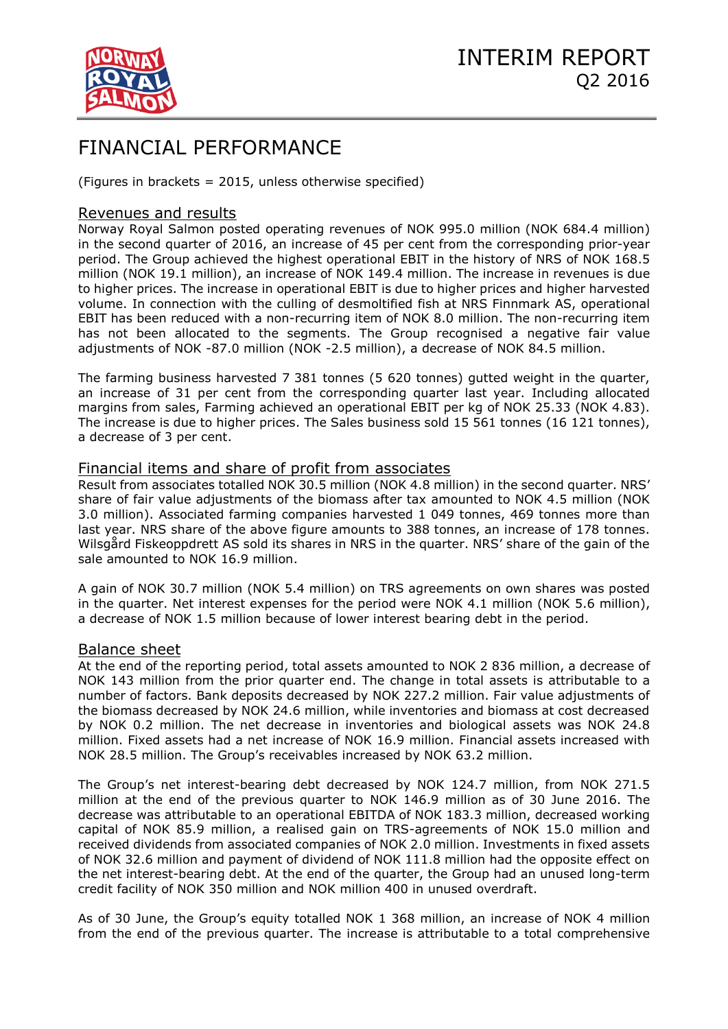# FINANCIAL PERFORMANCE

(Figures in brackets = 2015, unless otherwise specified)

## Revenues and results

Norway Royal Salmon posted operating revenues of NOK 995.0 million (NOK 684.4 million) in the second quarter of 2016, an increase of 45 per cent from the corresponding prior-year period. The Group achieved the highest operational EBIT in the history of NRS of NOK 168.5 million (NOK 19.1 million), an increase of NOK 149.4 million. The increase in revenues is due to higher prices. The increase in operational EBIT is due to higher prices and higher harvested volume. In connection with the culling of desmoltified fish at NRS Finnmark AS, operational EBIT has been reduced with a non-recurring item of NOK 8.0 million. The non-recurring item has not been allocated to the segments. The Group recognised a negative fair value adjustments of NOK -87.0 million (NOK -2.5 million), a decrease of NOK 84.5 million.

The farming business harvested 7 381 tonnes (5 620 tonnes) gutted weight in the quarter, an increase of 31 per cent from the corresponding quarter last year. Including allocated margins from sales, Farming achieved an operational EBIT per kg of NOK 25.33 (NOK 4.83). The increase is due to higher prices. The Sales business sold 15 561 tonnes (16 121 tonnes), a decrease of 3 per cent.

## Financial items and share of profit from associates

Result from associates totalled NOK 30.5 million (NOK 4.8 million) in the second quarter. NRS' share of fair value adjustments of the biomass after tax amounted to NOK 4.5 million (NOK 3.0 million). Associated farming companies harvested 1 049 tonnes, 469 tonnes more than last year. NRS share of the above figure amounts to 388 tonnes, an increase of 178 tonnes. Wilsgård Fiskeoppdrett AS sold its shares in NRS in the quarter. NRS' share of the gain of the sale amounted to NOK 16.9 million.

A gain of NOK 30.7 million (NOK 5.4 million) on TRS agreements on own shares was posted in the quarter. Net interest expenses for the period were NOK 4.1 million (NOK 5.6 million), a decrease of NOK 1.5 million because of lower interest bearing debt in the period.

## Balance sheet

At the end of the reporting period, total assets amounted to NOK 2 836 million, a decrease of NOK 143 million from the prior quarter end. The change in total assets is attributable to a number of factors. Bank deposits decreased by NOK 227.2 million. Fair value adjustments of the biomass decreased by NOK 24.6 million, while inventories and biomass at cost decreased by NOK 0.2 million. The net decrease in inventories and biological assets was NOK 24.8 million. Fixed assets had a net increase of NOK 16.9 million. Financial assets increased with NOK 28.5 million. The Group's receivables increased by NOK 63.2 million.

The Group's net interest-bearing debt decreased by NOK 124.7 million, from NOK 271.5 million at the end of the previous quarter to NOK 146.9 million as of 30 June 2016. The decrease was attributable to an operational EBITDA of NOK 183.3 million, decreased working capital of NOK 85.9 million, a realised gain on TRS-agreements of NOK 15.0 million and received dividends from associated companies of NOK 2.0 million. Investments in fixed assets of NOK 32.6 million and payment of dividend of NOK 111.8 million had the opposite effect on the net interest-bearing debt. At the end of the quarter, the Group had an unused long-term credit facility of NOK 350 million and NOK million 400 in unused overdraft.

As of 30 June, the Group's equity totalled NOK 1 368 million, an increase of NOK 4 million from the end of the previous quarter. The increase is attributable to a total comprehensive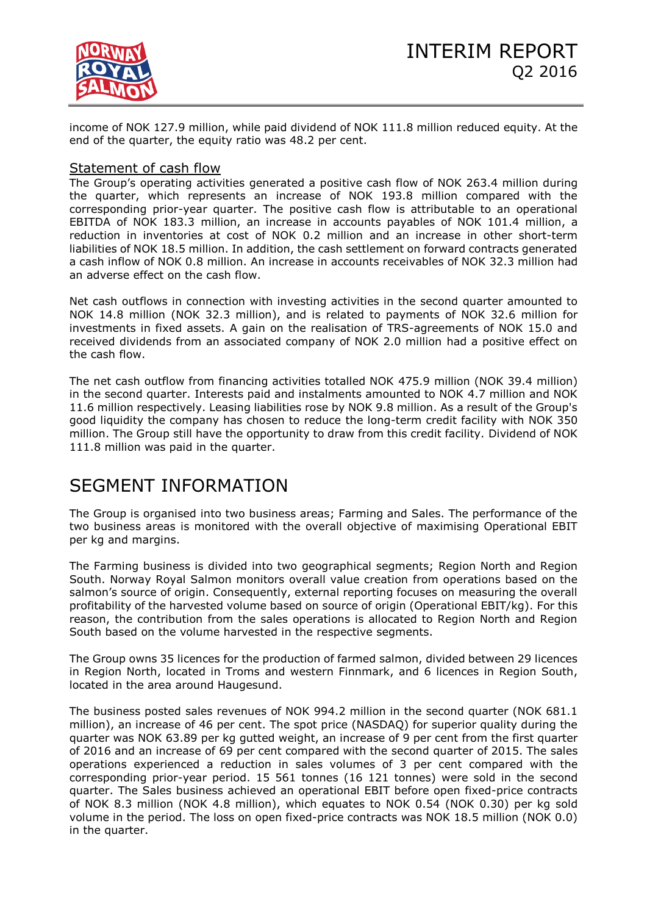income of NOK 127.9 million, while paid dividend of NOK 111.8 million reduced equity. At the end of the quarter, the equity ratio was 48.2 per cent.

### Statement of cash flow

The Group's operating activities generated a positive cash flow of NOK 263.4 million during the quarter, which represents an increase of NOK 193.8 million compared with the corresponding prior-year quarter. The positive cash flow is attributable to an operational EBITDA of NOK 183.3 million, an increase in accounts payables of NOK 101.4 million, a reduction in inventories at cost of NOK 0.2 million and an increase in other short-term liabilities of NOK 18.5 million. In addition, the cash settlement on forward contracts generated a cash inflow of NOK 0.8 million. An increase in accounts receivables of NOK 32.3 million had an adverse effect on the cash flow.

Net cash outflows in connection with investing activities in the second quarter amounted to NOK 14.8 million (NOK 32.3 million), and is related to payments of NOK 32.6 million for investments in fixed assets. A gain on the realisation of TRS-agreements of NOK 15.0 and received dividends from an associated company of NOK 2.0 million had a positive effect on the cash flow.

The net cash outflow from financing activities totalled NOK 475.9 million (NOK 39.4 million) in the second quarter. Interests paid and instalments amounted to NOK 4.7 million and NOK 11.6 million respectively. Leasing liabilities rose by NOK 9.8 million. As a result of the Group's good liquidity the company has chosen to reduce the long-term credit facility with NOK 350 million. The Group still have the opportunity to draw from this credit facility. Dividend of NOK 111.8 million was paid in the quarter.

## SEGMENT INFORMATION

The Group is organised into two business areas; Farming and Sales. The performance of the two business areas is monitored with the overall objective of maximising Operational EBIT per kg and margins.

The Farming business is divided into two geographical segments; Region North and Region South. Norway Royal Salmon monitors overall value creation from operations based on the salmon's source of origin. Consequently, external reporting focuses on measuring the overall profitability of the harvested volume based on source of origin (Operational EBIT/kg). For this reason, the contribution from the sales operations is allocated to Region North and Region South based on the volume harvested in the respective segments.

The Group owns 35 licences for the production of farmed salmon, divided between 29 licences in Region North, located in Troms and western Finnmark, and 6 licences in Region South, located in the area around Haugesund.

The business posted sales revenues of NOK 994.2 million in the second quarter (NOK 681.1 million), an increase of 46 per cent. The spot price (NASDAQ) for superior quality during the quarter was NOK 63.89 per kg gutted weight, an increase of 9 per cent from the first quarter of 2016 and an increase of 69 per cent compared with the second quarter of 2015. The sales operations experienced a reduction in sales volumes of 3 per cent compared with the corresponding prior-year period. 15 561 tonnes (16 121 tonnes) were sold in the second quarter. The Sales business achieved an operational EBIT before open fixed-price contracts of NOK 8.3 million (NOK 4.8 million), which equates to NOK 0.54 (NOK 0.30) per kg sold volume in the period. The loss on open fixed-price contracts was NOK 18.5 million (NOK 0.0) in the quarter.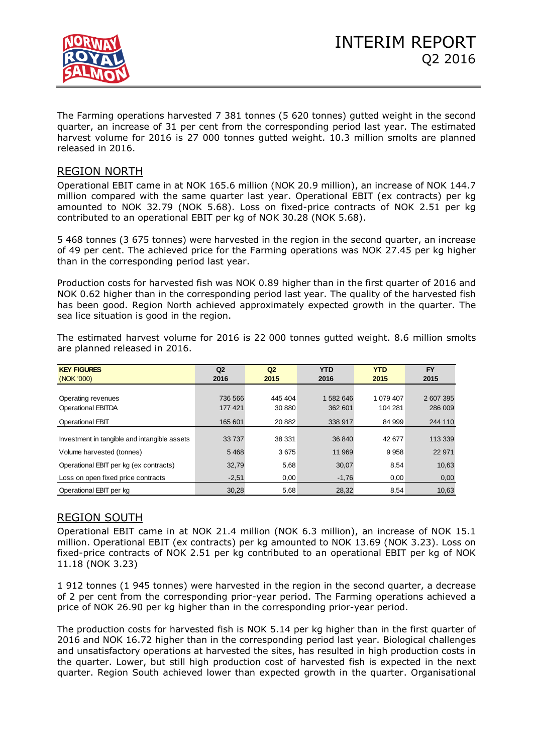The Farming operations harvested 7 381 tonnes (5 620 tonnes) gutted weight in the second quarter, an increase of 31 per cent from the corresponding period last year. The estimated harvest volume for 2016 is 27 000 tonnes gutted weight. 10.3 million smolts are planned released in 2016.

## REGION NORTH

Operational EBIT came in at NOK 165.6 million (NOK 20.9 million), an increase of NOK 144.7 million compared with the same quarter last year. Operational EBIT (ex contracts) per kg amounted to NOK 32.79 (NOK 5.68). Loss on fixed-price contracts of NOK 2.51 per kg contributed to an operational EBIT per kg of NOK 30.28 (NOK 5.68).

5 468 tonnes (3 675 tonnes) were harvested in the region in the second quarter, an increase of 49 per cent. The achieved price for the Farming operations was NOK 27.45 per kg higher than in the corresponding period last year.

Production costs for harvested fish was NOK 0.89 higher than in the first quarter of 2016 and NOK 0.62 higher than in the corresponding period last year. The quality of the harvested fish has been good. Region North achieved approximately expected growth in the quarter. The sea lice situation is good in the region.

The estimated harvest volume for 2016 is 22 000 tonnes gutted weight. 8.6 million smolts are planned released in 2016.

| **KEY FIGURES** (NOK '000) | **Q2 2016** | **Q2 2015** | **YTD 2016** | **YTD 2015** | **FY 2015** |
|---|---|---|---|---|---|
| Operating revenues | 736 566 | 445 404 | 1 582 646 | 1 079 407 | 2 607 395 |
| Operational EBITDA | 177 421 | 30 880 | 362 601 | 104 281 | 286 009 |
| Operational EBIT | 165 601 | 20 882 | 338 917 | 84 999 | 244 110 |
| Investment in tangible and intangible assets | 33 737 | 38 331 | 36 840 | 42 677 | 113 339 |
| Volume harvested (tonnes) | 5 468 | 3 675 | 11 969 | 9 958 | 22 971 |
| Operational EBIT per kg (ex contracts) | 32,79 | 5,68 | 30,07 | 8,54 | 10,63 |
| Loss on open fixed price contracts | -2,51 | 0,00 | -1,76 | 0,00 | 0,00 |
| Operational EBIT per kg | 30,28 | 5,68 | 28,32 | 8,54 | 10,63 |

## REGION SOUTH

Operational EBIT came in at NOK 21.4 million (NOK 6.3 million), an increase of NOK 15.1 million. Operational EBIT (ex contracts) per kg amounted to NOK 13.69 (NOK 3.23). Loss on fixed-price contracts of NOK 2.51 per kg contributed to an operational EBIT per kg of NOK 11.18 (NOK 3.23)

1 912 tonnes (1 945 tonnes) were harvested in the region in the second quarter, a decrease of 2 per cent from the corresponding prior-year period. The Farming operations achieved a price of NOK 26.90 per kg higher than in the corresponding prior-year period.

The production costs for harvested fish is NOK 5.14 per kg higher than in the first quarter of 2016 and NOK 16.72 higher than in the corresponding period last year. Biological challenges and unsatisfactory operations at harvested the sites, has resulted in high production costs in the quarter. Lower, but still high production cost of harvested fish is expected in the next quarter. Region South achieved lower than expected growth in the quarter. Organisational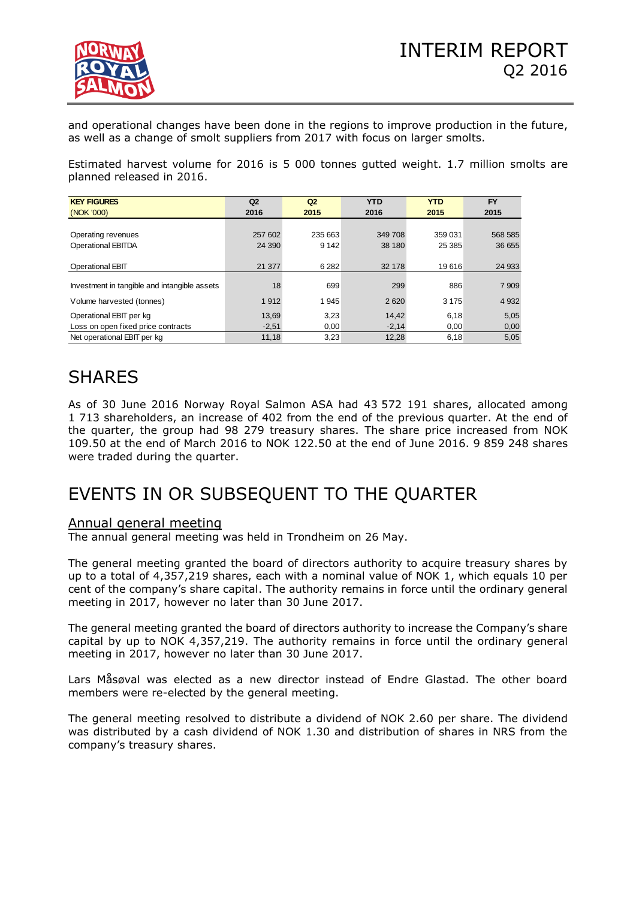and operational changes have been done in the regions to improve production in the future, as well as a change of smolt suppliers from 2017 with focus on larger smolts.

Estimated harvest volume for 2016 is 5 000 tonnes gutted weight. 1.7 million smolts are planned released in 2016.

| KEY FIGURES (NOK '000) | Q2 2016 | Q2 2015 | YTD 2016 | YTD 2015 | FY 2015 |
|---|---|---|---|---|---|
| Operating revenues | 257 602 | 235 663 | 349 708 | 359 031 | 568 585 |
| Operational EBITDA | 24 390 | 9 142 | 38 180 | 25 385 | 36 655 |
| Operational EBIT | 21 377 | 6 282 | 32 178 | 19 616 | 24 933 |
| Investment in tangible and intangible assets | 18 | 699 | 299 | 886 | 7 909 |
| Volume harvested (tonnes) | 1 912 | 1 945 | 2 620 | 3 175 | 4 932 |
| Operational EBIT per kg | 13,69 | 3,23 | 14,42 | 6,18 | 5,05 |
| Loss on open fixed price contracts | -2,51 | 0,00 | -2,14 | 0,00 | 0,00 |
| Net operational EBIT per kg | 11,18 | 3,23 | 12,28 | 6,18 | 5,05 |

# SHARES

As of 30 June 2016 Norway Royal Salmon ASA had 43 572 191 shares, allocated among 1 713 shareholders, an increase of 402 from the end of the previous quarter. At the end of the quarter, the group had 98 279 treasury shares. The share price increased from NOK 109.50 at the end of March 2016 to NOK 122.50 at the end of June 2016. 9 859 248 shares were traded during the quarter.

# EVENTS IN OR SUBSEQUENT TO THE QUARTER

## Annual general meeting

The annual general meeting was held in Trondheim on 26 May.

The general meeting granted the board of directors authority to acquire treasury shares by up to a total of 4,357,219 shares, each with a nominal value of NOK 1, which equals 10 per cent of the company's share capital. The authority remains in force until the ordinary general meeting in 2017, however no later than 30 June 2017.

The general meeting granted the board of directors authority to increase the Company's share capital by up to NOK 4,357,219. The authority remains in force until the ordinary general meeting in 2017, however no later than 30 June 2017.

Lars Måsøval was elected as a new director instead of Endre Glastad. The other board members were re-elected by the general meeting.

The general meeting resolved to distribute a dividend of NOK 2.60 per share. The dividend was distributed by a cash dividend of NOK 1.30 and distribution of shares in NRS from the company's treasury shares.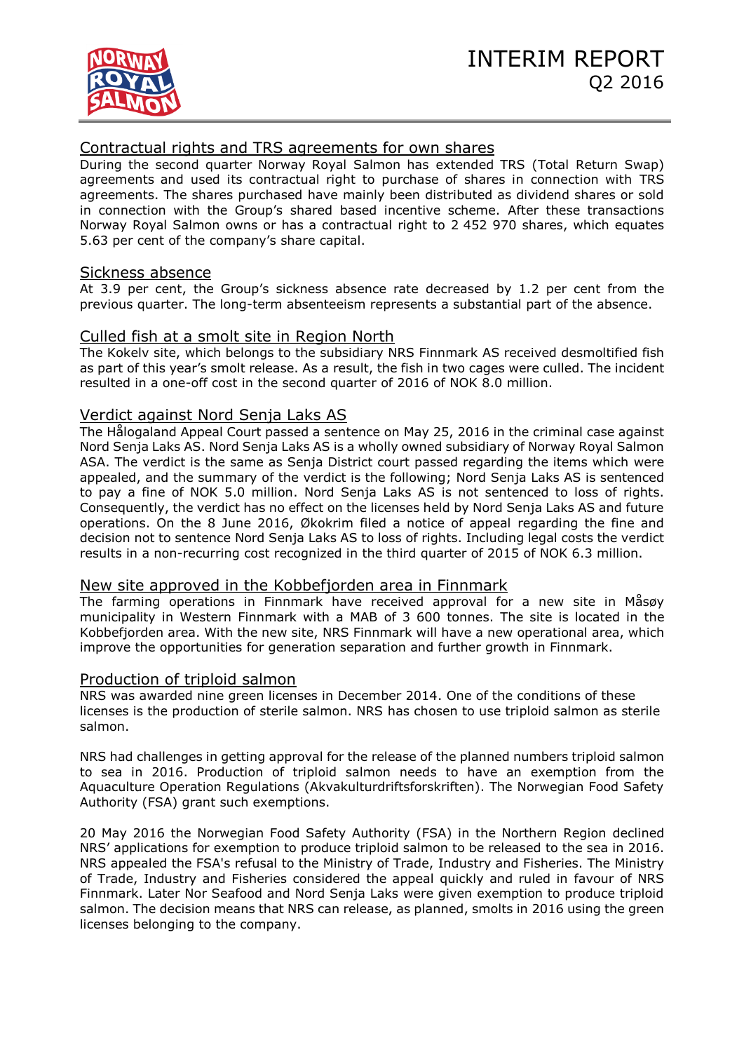### Contractual rights and TRS agreements for own shares

During the second quarter Norway Royal Salmon has extended TRS (Total Return Swap) agreements and used its contractual right to purchase of shares in connection with TRS agreements. The shares purchased have mainly been distributed as dividend shares or sold in connection with the Group's shared based incentive scheme. After these transactions Norway Royal Salmon owns or has a contractual right to 2 452 970 shares, which equates 5.63 per cent of the company's share capital.

### Sickness absence

At 3.9 per cent, the Group's sickness absence rate decreased by 1.2 per cent from the previous quarter. The long-term absenteeism represents a substantial part of the absence.

### Culled fish at a smolt site in Region North

The Kokelv site, which belongs to the subsidiary NRS Finnmark AS received desmoltified fish as part of this year's smolt release. As a result, the fish in two cages were culled. The incident resulted in a one-off cost in the second quarter of 2016 of NOK 8.0 million.

### Verdict against Nord Senja Laks AS

The Hålogaland Appeal Court passed a sentence on May 25, 2016 in the criminal case against Nord Senja Laks AS. Nord Senja Laks AS is a wholly owned subsidiary of Norway Royal Salmon ASA. The verdict is the same as Senja District court passed regarding the items which were appealed, and the summary of the verdict is the following; Nord Senja Laks AS is sentenced to pay a fine of NOK 5.0 million. Nord Senja Laks AS is not sentenced to loss of rights. Consequently, the verdict has no effect on the licenses held by Nord Senja Laks AS and future operations. On the 8 June 2016, Økokrim filed a notice of appeal regarding the fine and decision not to sentence Nord Senja Laks AS to loss of rights. Including legal costs the verdict results in a non-recurring cost recognized in the third quarter of 2015 of NOK 6.3 million.

### New site approved in the Kobbefjorden area in Finnmark

The farming operations in Finnmark have received approval for a new site in Måsøy municipality in Western Finnmark with a MAB of 3 600 tonnes. The site is located in the Kobbefjorden area. With the new site, NRS Finnmark will have a new operational area, which improve the opportunities for generation separation and further growth in Finnmark.

### Production of triploid salmon

NRS was awarded nine green licenses in December 2014. One of the conditions of these licenses is the production of sterile salmon. NRS has chosen to use triploid salmon as sterile salmon.

NRS had challenges in getting approval for the release of the planned numbers triploid salmon to sea in 2016. Production of triploid salmon needs to have an exemption from the Aquaculture Operation Regulations (Akvakulturdriftsforskriften). The Norwegian Food Safety Authority (FSA) grant such exemptions.

20 May 2016 the Norwegian Food Safety Authority (FSA) in the Northern Region declined NRS' applications for exemption to produce triploid salmon to be released to the sea in 2016. NRS appealed the FSA's refusal to the Ministry of Trade, Industry and Fisheries. The Ministry of Trade, Industry and Fisheries considered the appeal quickly and ruled in favour of NRS Finnmark. Later Nor Seafood and Nord Senja Laks were given exemption to produce triploid salmon. The decision means that NRS can release, as planned, smolts in 2016 using the green licenses belonging to the company.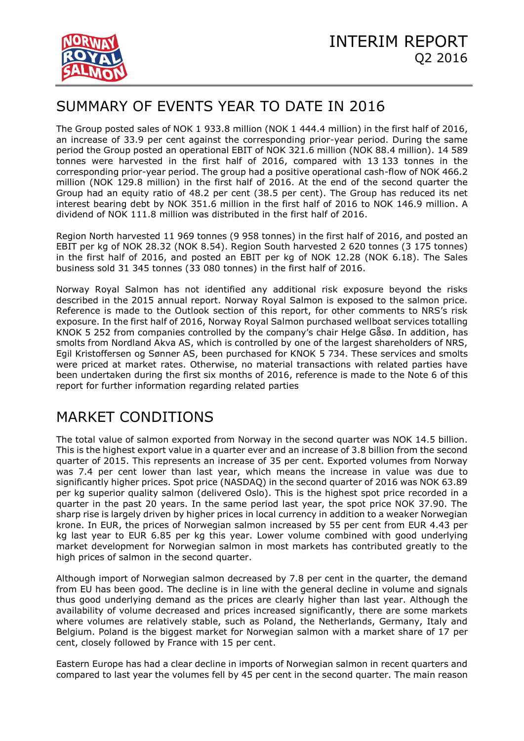# INTERIM REPORT Q2 2016

## SUMMARY OF EVENTS YEAR TO DATE IN 2016

The Group posted sales of NOK 1 933.8 million (NOK 1 444.4 million) in the first half of 2016, an increase of 33.9 per cent against the corresponding prior-year period. During the same period the Group posted an operational EBIT of NOK 321.6 million (NOK 88.4 million). 14 589 tonnes were harvested in the first half of 2016, compared with 13 133 tonnes in the corresponding prior-year period. The group had a positive operational cash-flow of NOK 466.2 million (NOK 129.8 million) in the first half of 2016. At the end of the second quarter the Group had an equity ratio of 48.2 per cent (38.5 per cent). The Group has reduced its net interest bearing debt by NOK 351.6 million in the first half of 2016 to NOK 146.9 million. A dividend of NOK 111.8 million was distributed in the first half of 2016.

Region North harvested 11 969 tonnes (9 958 tonnes) in the first half of 2016, and posted an EBIT per kg of NOK 28.32 (NOK 8.54). Region South harvested 2 620 tonnes (3 175 tonnes) in the first half of 2016, and posted an EBIT per kg of NOK 12.28 (NOK 6.18). The Sales business sold 31 345 tonnes (33 080 tonnes) in the first half of 2016.

Norway Royal Salmon has not identified any additional risk exposure beyond the risks described in the 2015 annual report. Norway Royal Salmon is exposed to the salmon price. Reference is made to the Outlook section of this report, for other comments to NRS's risk exposure. In the first half of 2016, Norway Royal Salmon purchased wellboat services totalling KNOK 5 252 from companies controlled by the company's chair Helge Gåsø. In addition, has smolts from Nordland Akva AS, which is controlled by one of the largest shareholders of NRS, Egil Kristoffersen og Sønner AS, been purchased for KNOK 5 734. These services and smolts were priced at market rates. Otherwise, no material transactions with related parties have been undertaken during the first six months of 2016, reference is made to the Note 6 of this report for further information regarding related parties

## MARKET CONDITIONS

The total value of salmon exported from Norway in the second quarter was NOK 14.5 billion. This is the highest export value in a quarter ever and an increase of 3.8 billion from the second quarter of 2015. This represents an increase of 35 per cent. Exported volumes from Norway was 7.4 per cent lower than last year, which means the increase in value was due to significantly higher prices. Spot price (NASDAQ) in the second quarter of 2016 was NOK 63.89 per kg superior quality salmon (delivered Oslo). This is the highest spot price recorded in a quarter in the past 20 years. In the same period last year, the spot price NOK 37.90. The sharp rise is largely driven by higher prices in local currency in addition to a weaker Norwegian krone. In EUR, the prices of Norwegian salmon increased by 55 per cent from EUR 4.43 per kg last year to EUR 6.85 per kg this year. Lower volume combined with good underlying market development for Norwegian salmon in most markets has contributed greatly to the high prices of salmon in the second quarter.

Although import of Norwegian salmon decreased by 7.8 per cent in the quarter, the demand from EU has been good. The decline is in line with the general decline in volume and signals thus good underlying demand as the prices are clearly higher than last year. Although the availability of volume decreased and prices increased significantly, there are some markets where volumes are relatively stable, such as Poland, the Netherlands, Germany, Italy and Belgium. Poland is the biggest market for Norwegian salmon with a market share of 17 per cent, closely followed by France with 15 per cent.

Eastern Europe has had a clear decline in imports of Norwegian salmon in recent quarters and compared to last year the volumes fell by 45 per cent in the second quarter. The main reason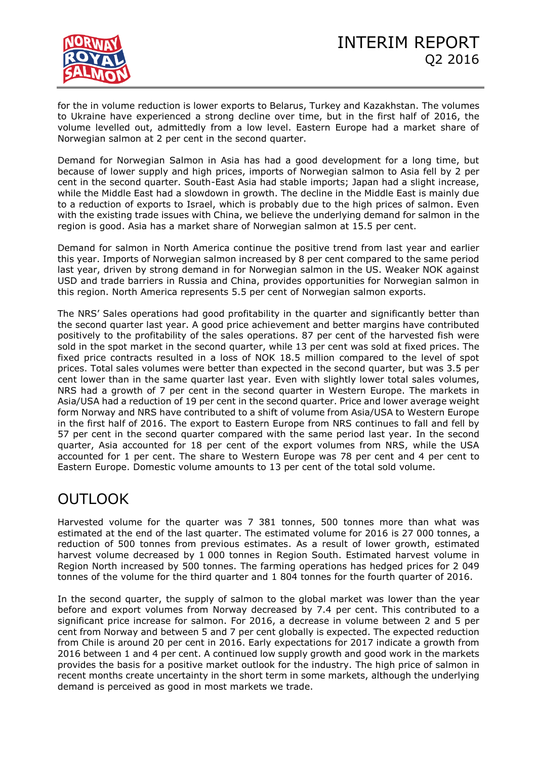for the in volume reduction is lower exports to Belarus, Turkey and Kazakhstan. The volumes to Ukraine have experienced a strong decline over time, but in the first half of 2016, the volume levelled out, admittedly from a low level. Eastern Europe had a market share of Norwegian salmon at 2 per cent in the second quarter.

Demand for Norwegian Salmon in Asia has had a good development for a long time, but because of lower supply and high prices, imports of Norwegian salmon to Asia fell by 2 per cent in the second quarter. South-East Asia had stable imports; Japan had a slight increase, while the Middle East had a slowdown in growth. The decline in the Middle East is mainly due to a reduction of exports to Israel, which is probably due to the high prices of salmon. Even with the existing trade issues with China, we believe the underlying demand for salmon in the region is good. Asia has a market share of Norwegian salmon at 15.5 per cent.

Demand for salmon in North America continue the positive trend from last year and earlier this year. Imports of Norwegian salmon increased by 8 per cent compared to the same period last year, driven by strong demand in for Norwegian salmon in the US. Weaker NOK against USD and trade barriers in Russia and China, provides opportunities for Norwegian salmon in this region. North America represents 5.5 per cent of Norwegian salmon exports.

The NRS' Sales operations had good profitability in the quarter and significantly better than the second quarter last year. A good price achievement and better margins have contributed positively to the profitability of the sales operations. 87 per cent of the harvested fish were sold in the spot market in the second quarter, while 13 per cent was sold at fixed prices. The fixed price contracts resulted in a loss of NOK 18.5 million compared to the level of spot prices. Total sales volumes were better than expected in the second quarter, but was 3.5 per cent lower than in the same quarter last year. Even with slightly lower total sales volumes, NRS had a growth of 7 per cent in the second quarter in Western Europe. The markets in Asia/USA had a reduction of 19 per cent in the second quarter. Price and lower average weight form Norway and NRS have contributed to a shift of volume from Asia/USA to Western Europe in the first half of 2016. The export to Eastern Europe from NRS continues to fall and fell by 57 per cent in the second quarter compared with the same period last year. In the second quarter, Asia accounted for 18 per cent of the export volumes from NRS, while the USA accounted for 1 per cent. The share to Western Europe was 78 per cent and 4 per cent to Eastern Europe. Domestic volume amounts to 13 per cent of the total sold volume.

# OUTLOOK

Harvested volume for the quarter was 7 381 tonnes, 500 tonnes more than what was estimated at the end of the last quarter. The estimated volume for 2016 is 27 000 tonnes, a reduction of 500 tonnes from previous estimates. As a result of lower growth, estimated harvest volume decreased by 1 000 tonnes in Region South. Estimated harvest volume in Region North increased by 500 tonnes. The farming operations has hedged prices for 2 049 tonnes of the volume for the third quarter and 1 804 tonnes for the fourth quarter of 2016.

In the second quarter, the supply of salmon to the global market was lower than the year before and export volumes from Norway decreased by 7.4 per cent. This contributed to a significant price increase for salmon. For 2016, a decrease in volume between 2 and 5 per cent from Norway and between 5 and 7 per cent globally is expected. The expected reduction from Chile is around 20 per cent in 2016. Early expectations for 2017 indicate a growth from 2016 between 1 and 4 per cent. A continued low supply growth and good work in the markets provides the basis for a positive market outlook for the industry. The high price of salmon in recent months create uncertainty in the short term in some markets, although the underlying demand is perceived as good in most markets we trade.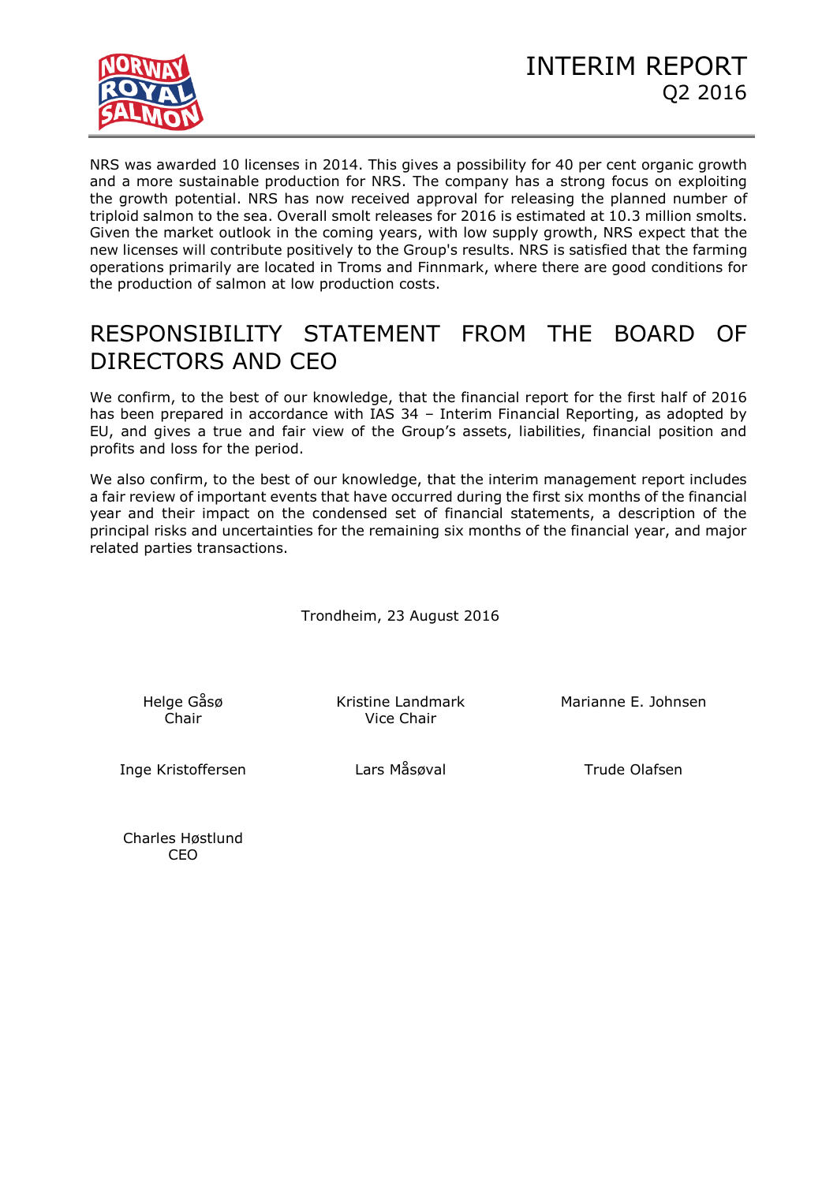NRS was awarded 10 licenses in 2014. This gives a possibility for 40 per cent organic growth and a more sustainable production for NRS. The company has a strong focus on exploiting the growth potential. NRS has now received approval for releasing the planned number of triploid salmon to the sea. Overall smolt releases for 2016 is estimated at 10.3 million smolts. Given the market outlook in the coming years, with low supply growth, NRS expect that the new licenses will contribute positively to the Group's results. NRS is satisfied that the farming operations primarily are located in Troms and Finnmark, where there are good conditions for the production of salmon at low production costs.

# RESPONSIBILITY STATEMENT FROM THE BOARD OF DIRECTORS AND CEO

We confirm, to the best of our knowledge, that the financial report for the first half of 2016 has been prepared in accordance with IAS 34 – Interim Financial Reporting, as adopted by EU, and gives a true and fair view of the Group's assets, liabilities, financial position and profits and loss for the period.

We also confirm, to the best of our knowledge, that the interim management report includes a fair review of important events that have occurred during the first six months of the financial year and their impact on the condensed set of financial statements, a description of the principal risks and uncertainties for the remaining six months of the financial year, and major related parties transactions.

Trondheim, 23 August 2016

Helge Gåsø
Chair

Kristine Landmark
Vice Chair

Marianne E. Johnsen

Inge Kristoffersen

Lars Måsøval

Trude Olafsen

Charles Høstlund
CEO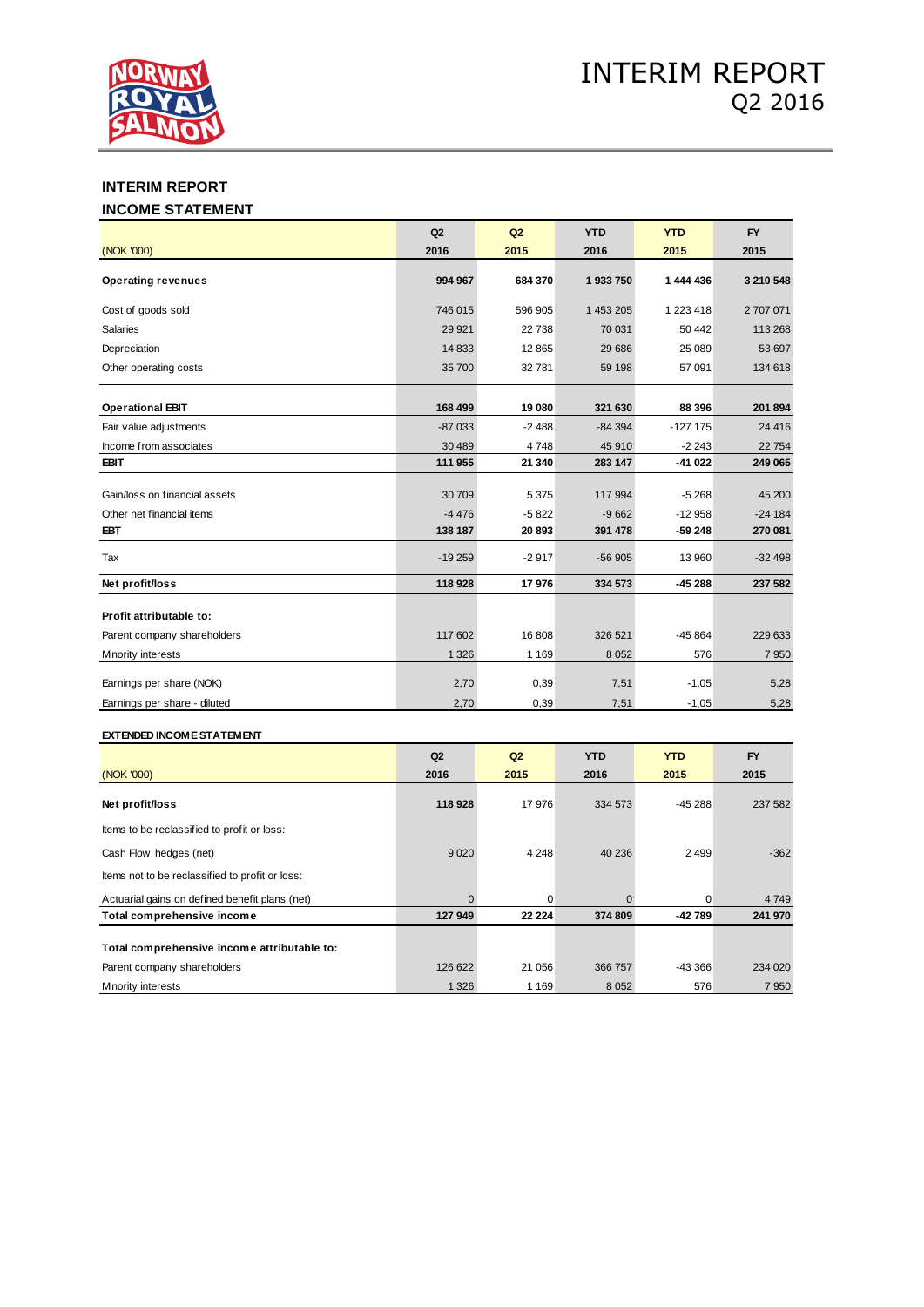## INTERIM REPORT

### INCOME STATEMENT

| (NOK '000) | Q2 2016 | Q2 2015 | YTD 2016 | YTD 2015 | FY 2015 |
|---|---|---|---|---|---|
| **Operating revenues** | **994 967** | **684 370** | **1 933 750** | **1 444 436** | **3 210 548** |
| Cost of goods sold | 746 015 | 596 905 | 1 453 205 | 1 223 418 | 2 707 071 |
| Salaries | 29 921 | 22 738 | 70 031 | 50 442 | 113 268 |
| Depreciation | 14 833 | 12 865 | 29 686 | 25 089 | 53 697 |
| Other operating costs | 35 700 | 32 781 | 59 198 | 57 091 | 134 618 |
| **Operational EBIT** | **168 499** | **19 080** | **321 630** | **88 396** | **201 894** |
| Fair value adjustments | -87 033 | -2 488 | -84 394 | -127 175 | 24 416 |
| Income from associates | 30 489 | 4 748 | 45 910 | -2 243 | 22 754 |
| **EBIT** | **111 955** | **21 340** | **283 147** | **-41 022** | **249 065** |
| Gain/loss on financial assets | 30 709 | 5 375 | 117 994 | -5 268 | 45 200 |
| Other net financial items | -4 476 | -5 822 | -9 662 | -12 958 | -24 184 |
| **EBT** | **138 187** | **20 893** | **391 478** | **-59 248** | **270 081** |
| Tax | -19 259 | -2 917 | -56 905 | 13 960 | -32 498 |
| **Net profit/loss** | **118 928** | **17 976** | **334 573** | **-45 288** | **237 582** |
| **Profit attributable to:** | | | | | |
| Parent company shareholders | 117 602 | 16 808 | 326 521 | -45 864 | 229 633 |
| Minority interests | 1 326 | 1 169 | 8 052 | 576 | 7 950 |
| Earnings per share (NOK) | 2,70 | 0,39 | 7,51 | -1,05 | 5,28 |
| Earnings per share - diluted | 2,70 | 0,39 | 7,51 | -1,05 | 5,28 |

### EXTENDED INCOME STATEMENT

| (NOK '000) | Q2 2016 | Q2 2015 | YTD 2016 | YTD 2015 | FY 2015 |
|---|---|---|---|---|---|
| **Net profit/loss** | **118 928** | 17 976 | 334 573 | -45 288 | 237 582 |
| Items to be reclassified to profit or loss: | | | | | |
| Cash Flow hedges (net) | 9 020 | 4 248 | 40 236 | 2 499 | -362 |
| Items not to be reclassified to profit or loss: | | | | | |
| Actuarial gains on defined benefit plans (net) | 0 | 0 | 0 | 0 | 4 749 |
| **Total comprehensive income** | **127 949** | **22 224** | **374 809** | **-42 789** | **241 970** |
| **Total comprehensive income attributable to:** | | | | | |
| Parent company shareholders | 126 622 | 21 056 | 366 757 | -43 366 | 234 020 |
| Minority interests | 1 326 | 1 169 | 8 052 | 576 | 7 950 |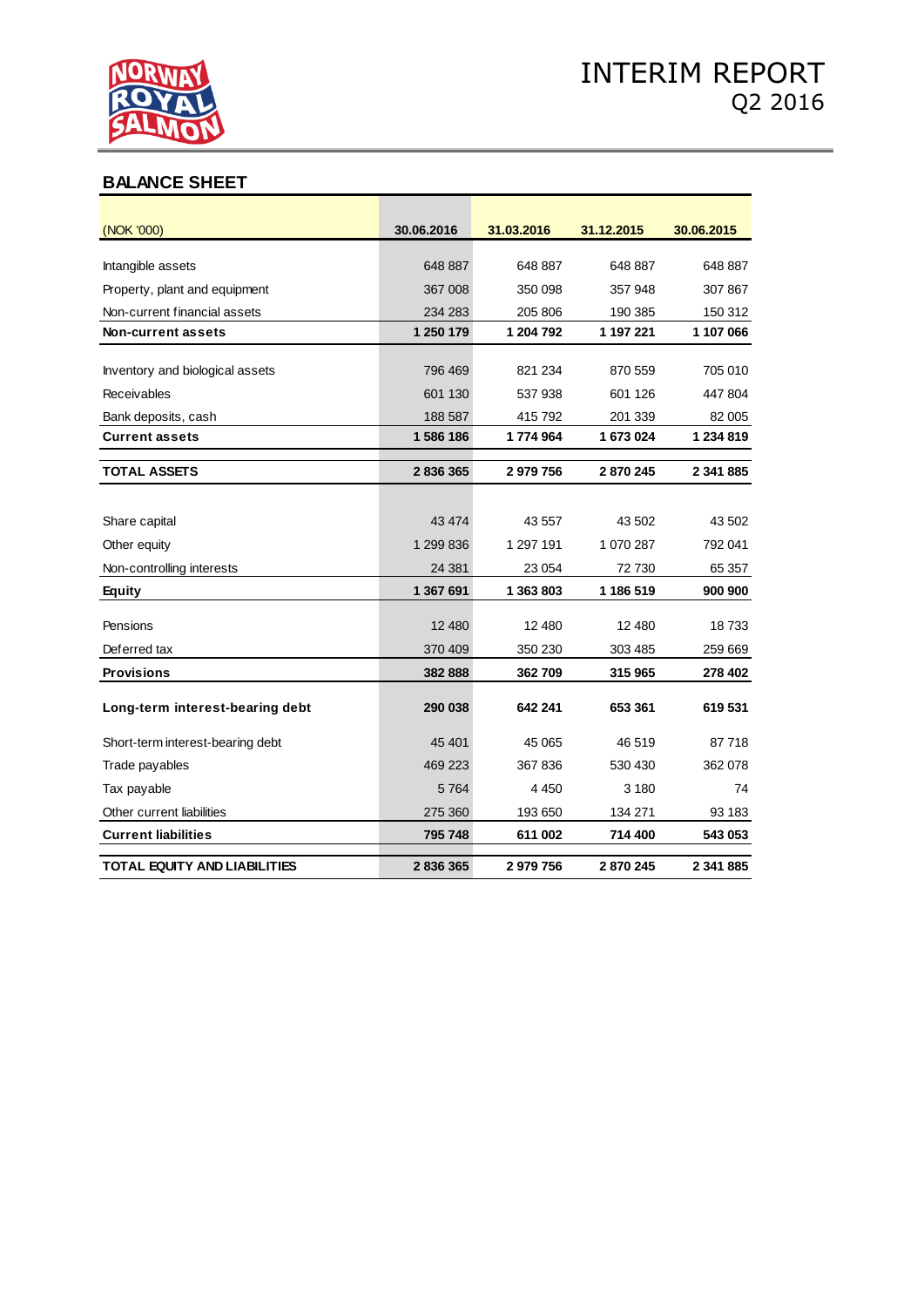## BALANCE SHEET

| (NOK '000) | 30.06.2016 | 31.03.2016 | 31.12.2015 | 30.06.2015 |
|---|---|---|---|---|
| Intangible assets | 648 887 | 648 887 | 648 887 | 648 887 |
| Property, plant and equipment | 367 008 | 350 098 | 357 948 | 307 867 |
| Non-current financial assets | 234 283 | 205 806 | 190 385 | 150 312 |
| **Non-current assets** | **1 250 179** | **1 204 792** | **1 197 221** | **1 107 066** |
| Inventory and biological assets | 796 469 | 821 234 | 870 559 | 705 010 |
| Receivables | 601 130 | 537 938 | 601 126 | 447 804 |
| Bank deposits, cash | 188 587 | 415 792 | 201 339 | 82 005 |
| **Current assets** | **1 586 186** | **1 774 964** | **1 673 024** | **1 234 819** |
| **TOTAL ASSETS** | **2 836 365** | **2 979 756** | **2 870 245** | **2 341 885** |
| Share capital | 43 474 | 43 557 | 43 502 | 43 502 |
| Other equity | 1 299 836 | 1 297 191 | 1 070 287 | 792 041 |
| Non-controlling interests | 24 381 | 23 054 | 72 730 | 65 357 |
| **Equity** | **1 367 691** | **1 363 803** | **1 186 519** | **900 900** |
| Pensions | 12 480 | 12 480 | 12 480 | 18 733 |
| Deferred tax | 370 409 | 350 230 | 303 485 | 259 669 |
| **Provisions** | **382 888** | **362 709** | **315 965** | **278 402** |
| **Long-term interest-bearing debt** | **290 038** | **642 241** | **653 361** | **619 531** |
| Short-term interest-bearing debt | 45 401 | 45 065 | 46 519 | 87 718 |
| Trade payables | 469 223 | 367 836 | 530 430 | 362 078 |
| Tax payable | 5 764 | 4 450 | 3 180 | 74 |
| Other current liabilities | 275 360 | 193 650 | 134 271 | 93 183 |
| **Current liabilities** | **795 748** | **611 002** | **714 400** | **543 053** |
| **TOTAL EQUITY AND LIABILITIES** | **2 836 365** | **2 979 756** | **2 870 245** | **2 341 885** |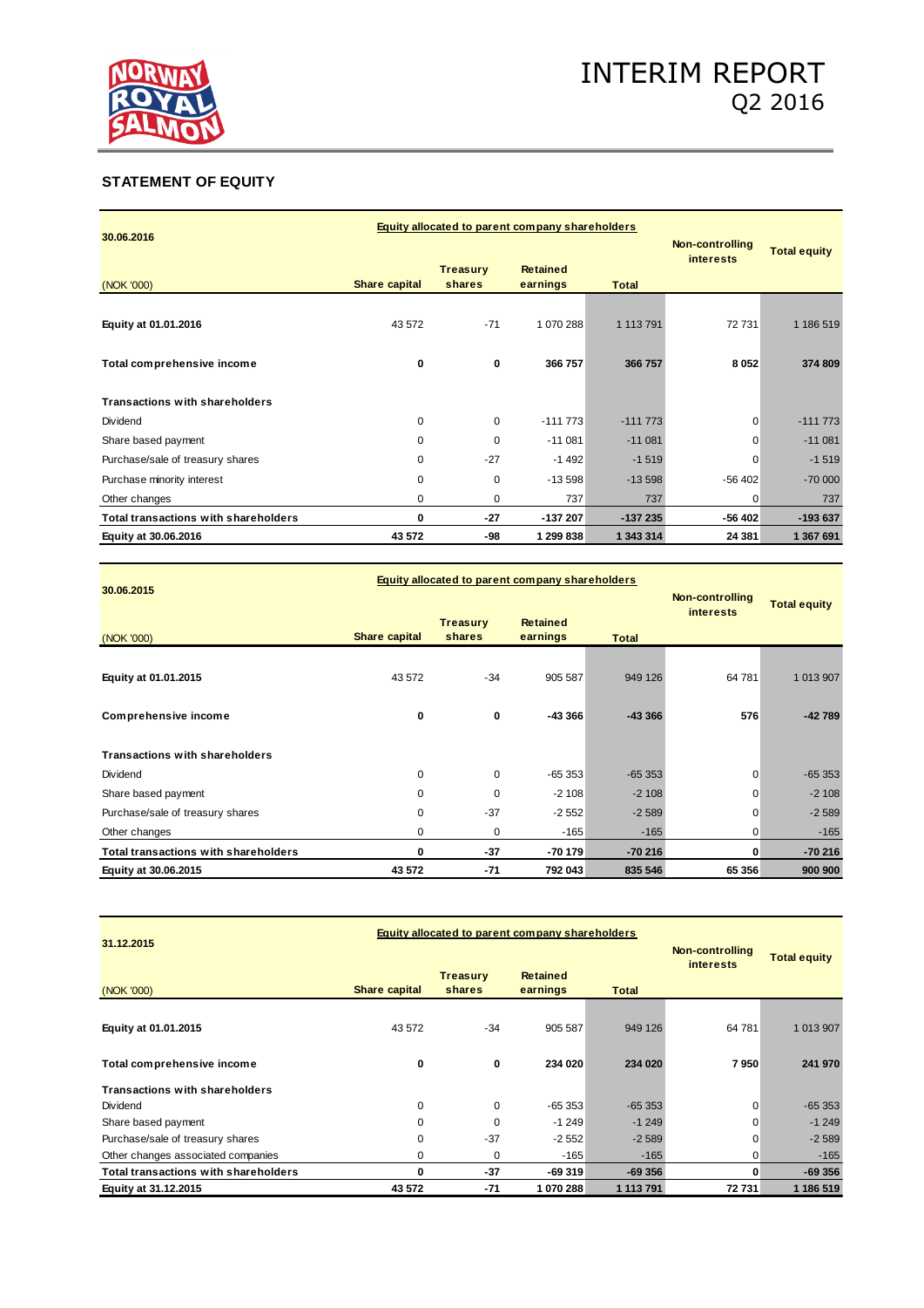## STATEMENT OF EQUITY

| 30.06.2016 | Equity allocated to parent company shareholders | | | | Non-controlling interests | Total equity |
|---|---|---|---|---|---|---|
| (NOK '000) | Share capital | Treasury shares | Retained earnings | Total | | |
| **Equity at 01.01.2016** | 43 572 | -71 | 1 070 288 | 1 113 791 | 72 731 | 1 186 519 |
| **Total comprehensive income** | **0** | **0** | **366 757** | **366 757** | **8 052** | **374 809** |
| **Transactions with shareholders** | | | | | | |
| Dividend | 0 | 0 | -111 773 | -111 773 | 0 | -111 773 |
| Share based payment | 0 | 0 | -11 081 | -11 081 | 0 | -11 081 |
| Purchase/sale of treasury shares | 0 | -27 | -1 492 | -1 519 | 0 | -1 519 |
| Purchase minority interest | 0 | 0 | -13 598 | -13 598 | -56 402 | -70 000 |
| Other changes | 0 | 0 | 737 | 737 | 0 | 737 |
| **Total transactions with shareholders** | **0** | **-27** | **-137 207** | **-137 235** | **-56 402** | **-193 637** |
| **Equity at 30.06.2016** | **43 572** | **-98** | **1 299 838** | **1 343 314** | **24 381** | **1 367 691** |

| 30.06.2015 | Equity allocated to parent company shareholders | | | | Non-controlling interests | Total equity |
|---|---|---|---|---|---|---|
| (NOK '000) | Share capital | Treasury shares | Retained earnings | Total | | |
| **Equity at 01.01.2015** | 43 572 | -34 | 905 587 | 949 126 | 64 781 | 1 013 907 |
| **Comprehensive income** | **0** | **0** | **-43 366** | **-43 366** | **576** | **-42 789** |
| **Transactions with shareholders** | | | | | | |
| Dividend | 0 | 0 | -65 353 | -65 353 | 0 | -65 353 |
| Share based payment | 0 | 0 | -2 108 | -2 108 | 0 | -2 108 |
| Purchase/sale of treasury shares | 0 | -37 | -2 552 | -2 589 | 0 | -2 589 |
| Other changes | 0 | 0 | -165 | -165 | 0 | -165 |
| **Total transactions with shareholders** | **0** | **-37** | **-70 179** | **-70 216** | **0** | **-70 216** |
| **Equity at 30.06.2015** | **43 572** | **-71** | **792 043** | **835 546** | **65 356** | **900 900** |

| 31.12.2015 | Equity allocated to parent company shareholders | | | | Non-controlling interests | Total equity |
|---|---|---|---|---|---|---|
| (NOK '000) | Share capital | Treasury shares | Retained earnings | Total | | |
| **Equity at 01.01.2015** | 43 572 | -34 | 905 587 | 949 126 | 64 781 | 1 013 907 |
| **Total comprehensive income** | **0** | **0** | **234 020** | **234 020** | **7 950** | **241 970** |
| **Transactions with shareholders** | | | | | | |
| Dividend | 0 | 0 | -65 353 | -65 353 | 0 | -65 353 |
| Share based payment | 0 | 0 | -1 249 | -1 249 | 0 | -1 249 |
| Purchase/sale of treasury shares | 0 | -37 | -2 552 | -2 589 | 0 | -2 589 |
| Other changes associated companies | 0 | 0 | -165 | -165 | 0 | -165 |
| **Total transactions with shareholders** | **0** | **-37** | **-69 319** | **-69 356** | **0** | **-69 356** |
| **Equity at 31.12.2015** | **43 572** | **-71** | **1 070 288** | **1 113 791** | **72 731** | **1 186 519** |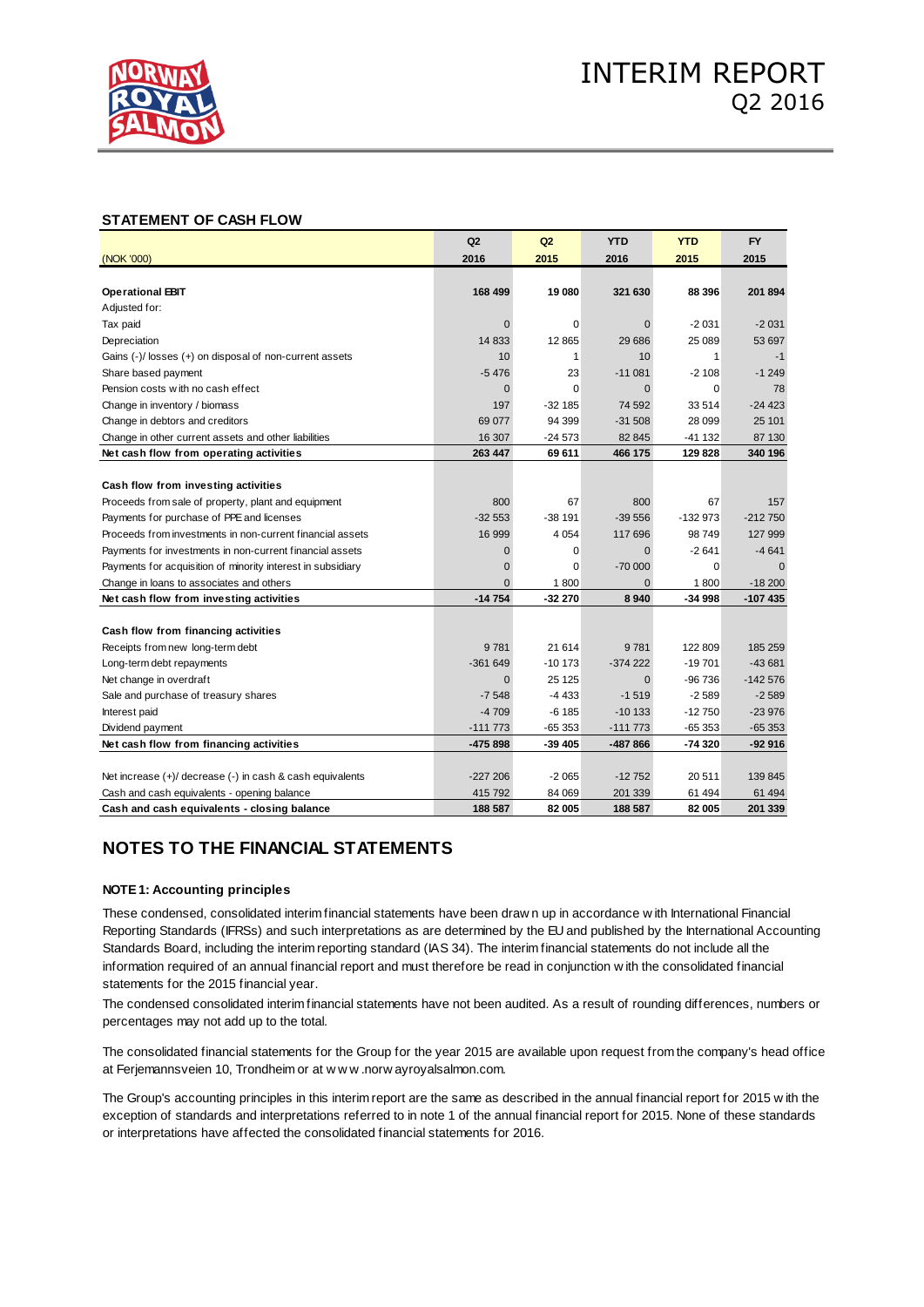## STATEMENT OF CASH FLOW

| (NOK '000) | Q2 2016 | Q2 2015 | YTD 2016 | YTD 2015 | FY 2015 |
|---|---|---|---|---|---|
| **Operational EBIT** | **168 499** | **19 080** | **321 630** | **88 396** | **201 894** |
| Adjusted for: | | | | | |
| Tax paid | 0 | 0 | 0 | -2 031 | -2 031 |
| Depreciation | 14 833 | 12 865 | 29 686 | 25 089 | 53 697 |
| Gains (-)/ losses (+) on disposal of non-current assets | 10 | 1 | 10 | 1 | -1 |
| Share based payment | -5 476 | 23 | -11 081 | -2 108 | -1 249 |
| Pension costs with no cash effect | 0 | 0 | 0 | 0 | 78 |
| Change in inventory / biomass | 197 | -32 185 | 74 592 | 33 514 | -24 423 |
| Change in debtors and creditors | 69 077 | 94 399 | -31 508 | 28 099 | 25 101 |
| Change in other current assets and other liabilities | 16 307 | -24 573 | 82 845 | -41 132 | 87 130 |
| **Net cash flow from operating activities** | **263 447** | **69 611** | **466 175** | **129 828** | **340 196** |
| | | | | | |
| **Cash flow from investing activities** | | | | | |
| Proceeds from sale of property, plant and equipment | 800 | 67 | 800 | 67 | 157 |
| Payments for purchase of PPE and licenses | -32 553 | -38 191 | -39 556 | -132 973 | -212 750 |
| Proceeds from investments in non-current financial assets | 16 999 | 4 054 | 117 696 | 98 749 | 127 999 |
| Payments for investments in non-current financial assets | 0 | 0 | 0 | -2 641 | -4 641 |
| Payments for acquisition of minority interest in subsidiary | 0 | 0 | -70 000 | 0 | 0 |
| Change in loans to associates and others | 0 | 1 800 | 0 | 1 800 | -18 200 |
| **Net cash flow from investing activities** | **-14 754** | **-32 270** | **8 940** | **-34 998** | **-107 435** |
| | | | | | |
| **Cash flow from financing activities** | | | | | |
| Receipts from new long-term debt | 9 781 | 21 614 | 9 781 | 122 809 | 185 259 |
| Long-term debt repayments | -361 649 | -10 173 | -374 222 | -19 701 | -43 681 |
| Net change in overdraft | 0 | 25 125 | 0 | -96 736 | -142 576 |
| Sale and purchase of treasury shares | -7 548 | -4 433 | -1 519 | -2 589 | -2 589 |
| Interest paid | -4 709 | -6 185 | -10 133 | -12 750 | -23 976 |
| Dividend payment | -111 773 | -65 353 | -111 773 | -65 353 | -65 353 |
| **Net cash flow from financing activities** | **-475 898** | **-39 405** | **-487 866** | **-74 320** | **-92 916** |
| | | | | | |
| Net increase (+)/ decrease (-) in cash & cash equivalents | -227 206 | -2 065 | -12 752 | 20 511 | 139 845 |
| Cash and cash equivalents - opening balance | 415 792 | 84 069 | 201 339 | 61 494 | 61 494 |
| **Cash and cash equivalents - closing balance** | **188 587** | **82 005** | **188 587** | **82 005** | **201 339** |

# NOTES TO THE FINANCIAL STATEMENTS

### NOTE 1: Accounting principles

These condensed, consolidated interim financial statements have been drawn up in accordance with International Financial Reporting Standards (IFRSs) and such interpretations as are determined by the EU and published by the International Accounting Standards Board, including the interim reporting standard (IAS 34). The interim financial statements do not include all the information required of an annual financial report and must therefore be read in conjunction with the consolidated financial statements for the 2015 financial year.

The condensed consolidated interim financial statements have not been audited. As a result of rounding differences, numbers or percentages may not add up to the total.

The consolidated financial statements for the Group for the year 2015 are available upon request from the company's head office at Ferjemannsveien 10, Trondheim or at www.norwayroyalsalmon.com.

The Group's accounting principles in this interim report are the same as described in the annual financial report for 2015 with the exception of standards and interpretations referred to in note 1 of the annual financial report for 2015. None of these standards or interpretations have affected the consolidated financial statements for 2016.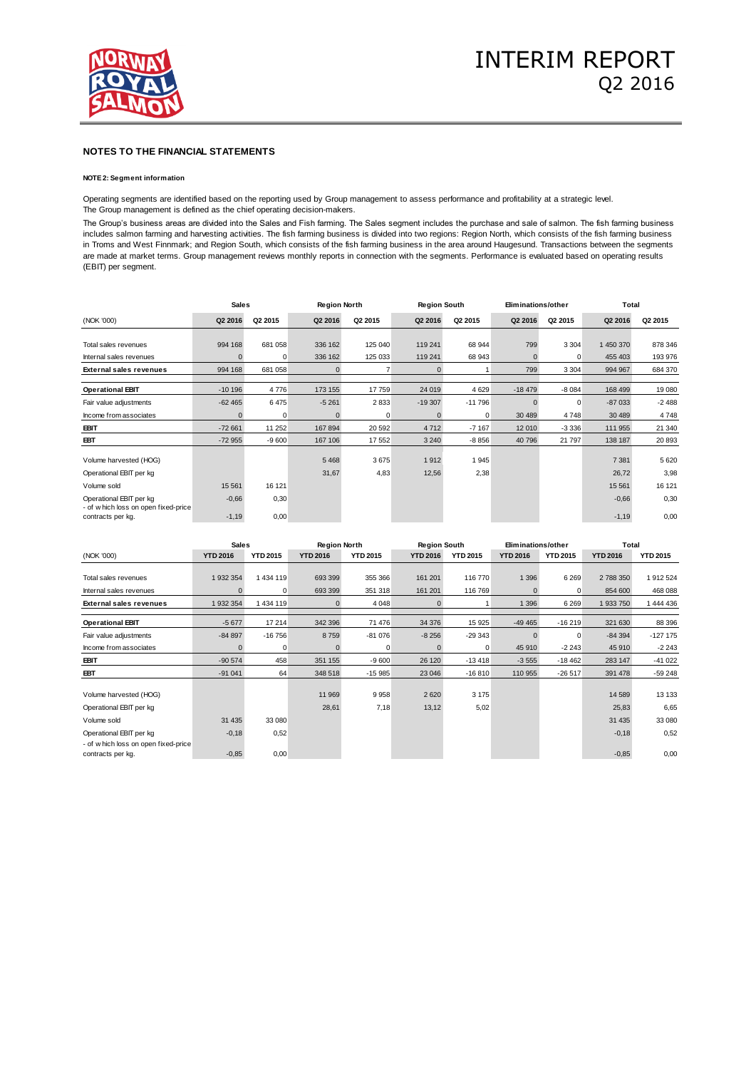## NOTES TO THE FINANCIAL STATEMENTS

#### NOTE 2: Segment information

Operating segments are identified based on the reporting used by Group management to assess performance and profitability at a strategic level. The Group management is defined as the chief operating decision-makers.

The Group's business areas are divided into the Sales and Fish farming. The Sales segment includes the purchase and sale of salmon. The fish farming business includes salmon farming and harvesting activities. The fish farming business is divided into two regions: Region North, which consists of the fish farming business in Troms and West Finnmark; and Region South, which consists of the fish farming business in the area around Haugesund. Transactions between the segments are made at market terms. Group management reviews monthly reports in connection with the segments. Performance is evaluated based on operating results (EBIT) per segment.

| | Sales | | Region North | | Region South | | Eliminations/other | | Total | |
|---|---|---|---|---|---|---|---|---|---|---|
| (NOK '000) | Q2 2016 | Q2 2015 | Q2 2016 | Q2 2015 | Q2 2016 | Q2 2015 | Q2 2016 | Q2 2015 | Q2 2016 | Q2 2015 |
| Total sales revenues | 994 168 | 681 058 | 336 162 | 125 040 | 119 241 | 68 944 | 799 | 3 304 | 1 450 370 | 878 346 |
| Internal sales revenues | 0 | 0 | 336 162 | 125 033 | 119 241 | 68 943 | 0 | 0 | 455 403 | 193 976 |
| **External sales revenues** | 994 168 | 681 058 | 0 | 7 | 0 | 1 | 799 | 3 304 | 994 967 | 684 370 |
| **Operational EBIT** | -10 196 | 4 776 | 173 155 | 17 759 | 24 019 | 4 629 | -18 479 | -8 084 | 168 499 | 19 080 |
| Fair value adjustments | -62 465 | 6 475 | -5 261 | 2 833 | -19 307 | -11 796 | 0 | 0 | -87 033 | -2 488 |
| Income from associates | 0 | 0 | 0 | 0 | 0 | 0 | 30 489 | 4 748 | 30 489 | 4 748 |
| **EBIT** | -72 661 | 11 252 | 167 894 | 20 592 | 4 712 | -7 167 | 12 010 | -3 336 | 111 955 | 21 340 |
| **EBT** | -72 955 | -9 600 | 167 106 | 17 552 | 3 240 | -8 856 | 40 796 | 21 797 | 138 187 | 20 893 |
| Volume harvested (HOG) | | | 5 468 | 3 675 | 1 912 | 1 945 | | | 7 381 | 5 620 |
| Operational EBIT per kg | | | 31,67 | 4,83 | 12,56 | 2,38 | | | 26,72 | 3,98 |
| Volume sold | 15 561 | 16 121 | | | | | | | 15 561 | 16 121 |
| Operational EBIT per kg | -0,66 | 0,30 | | | | | | | -0,66 | 0,30 |
| - of which loss on open fixed-price contracts per kg. | -1,19 | 0,00 | | | | | | | -1,19 | 0,00 |

| | Sales | | Region North | | Region South | | Eliminations/other | | Total | |
|---|---|---|---|---|---|---|---|---|---|---|
| (NOK '000) | YTD 2016 | YTD 2015 | YTD 2016 | YTD 2015 | YTD 2016 | YTD 2015 | YTD 2016 | YTD 2015 | YTD 2016 | YTD 2015 |
| Total sales revenues | 1 932 354 | 1 434 119 | 693 399 | 355 366 | 161 201 | 116 770 | 1 396 | 6 269 | 2 788 350 | 1 912 524 |
| Internal sales revenues | 0 | 0 | 693 399 | 351 318 | 161 201 | 116 769 | 0 | 0 | 854 600 | 468 088 |
| **External sales revenues** | 1 932 354 | 1 434 119 | 0 | 4 048 | 0 | 1 | 1 396 | 6 269 | 1 933 750 | 1 444 436 |
| **Operational EBIT** | -5 677 | 17 214 | 342 396 | 71 476 | 34 376 | 15 925 | -49 465 | -16 219 | 321 630 | 88 396 |
| Fair value adjustments | -84 897 | -16 756 | 8 759 | -81 076 | -8 256 | -29 343 | 0 | 0 | -84 394 | -127 175 |
| Income from associates | 0 | 0 | 0 | 0 | 0 | 0 | 45 910 | -2 243 | 45 910 | -2 243 |
| **EBIT** | -90 574 | 458 | 351 155 | -9 600 | 26 120 | -13 418 | -3 555 | -18 462 | 283 147 | -41 022 |
| **EBT** | -91 041 | 64 | 348 518 | -15 985 | 23 046 | -16 810 | 110 955 | -26 517 | 391 478 | -59 248 |
| Volume harvested (HOG) | | | 11 969 | 9 958 | 2 620 | 3 175 | | | 14 589 | 13 133 |
| Operational EBIT per kg | | | 28,61 | 7,18 | 13,12 | 5,02 | | | 25,83 | 6,65 |
| Volume sold | 31 435 | 33 080 | | | | | | | 31 435 | 33 080 |
| Operational EBIT per kg | -0,18 | 0,52 | | | | | | | -0,18 | 0,52 |
| - of which loss on open fixed-price contracts per kg. | -0,85 | 0,00 | | | | | | | -0,85 | 0,00 |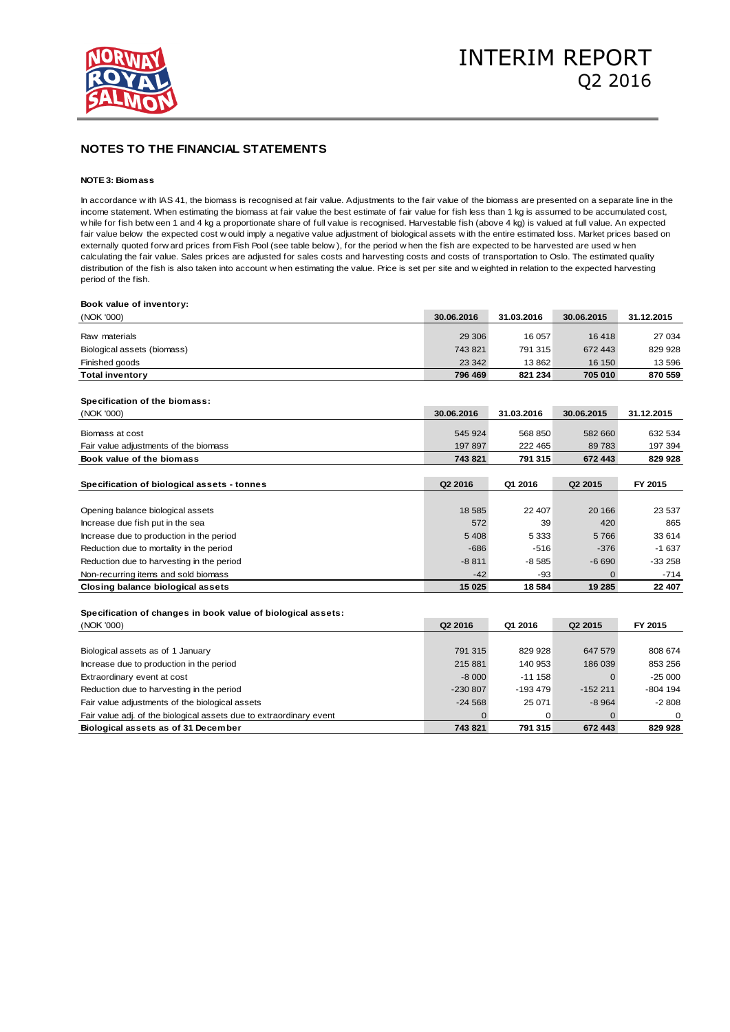## NOTES TO THE FINANCIAL STATEMENTS

### NOTE 3: Biomass

In accordance with IAS 41, the biomass is recognised at fair value. Adjustments to the fair value of the biomass are presented on a separate line in the income statement. When estimating the biomass at fair value the best estimate of fair value for fish less than 1 kg is assumed to be accumulated cost, while for fish between 1 and 4 kg a proportionate share of full value is recognised. Harvestable fish (above 4 kg) is valued at full value. An expected fair value below the expected cost would imply a negative value adjustment of biological assets with the entire estimated loss. Market prices based on externally quoted forward prices from Fish Pool (see table below), for the period when the fish are expected to be harvested are used when calculating the fair value. Sales prices are adjusted for sales costs and harvesting costs and costs of transportation to Oslo. The estimated quality distribution of the fish is also taken into account when estimating the value. Price is set per site and weighted in relation to the expected harvesting period of the fish.

**Book value of inventory:**

| (NOK '000) | 30.06.2016 | 31.03.2016 | 30.06.2015 | 31.12.2015 |
|---|---|---|---|---|
| Raw materials | 29 306 | 16 057 | 16 418 | 27 034 |
| Biological assets (biomass) | 743 821 | 791 315 | 672 443 | 829 928 |
| Finished goods | 23 342 | 13 862 | 16 150 | 13 596 |
| **Total inventory** | **796 469** | **821 234** | **705 010** | **870 559** |

**Specification of the biomass:**

| (NOK '000) | 30.06.2016 | 31.03.2016 | 30.06.2015 | 31.12.2015 |
|---|---|---|---|---|
| Biomass at cost | 545 924 | 568 850 | 582 660 | 632 534 |
| Fair value adjustments of the biomass | 197 897 | 222 465 | 89 783 | 197 394 |
| **Book value of the biomass** | **743 821** | **791 315** | **672 443** | **829 928** |

| **Specification of biological assets - tonnes** | Q2 2016 | Q1 2016 | Q2 2015 | FY 2015 |
|---|---|---|---|---|
| Opening balance biological assets | 18 585 | 22 407 | 20 166 | 23 537 |
| Increase due fish put in the sea | 572 | 39 | 420 | 865 |
| Increase due to production in the period | 5 408 | 5 333 | 5 766 | 33 614 |
| Reduction due to mortality in the period | -686 | -516 | -376 | -1 637 |
| Reduction due to harvesting in the period | -8 811 | -8 585 | -6 690 | -33 258 |
| Non-recurring items and sold biomass | -42 | -93 | 0 | -714 |
| **Closing balance biological assets** | **15 025** | **18 584** | **19 285** | **22 407** |

**Specification of changes in book value of biological assets:**

| (NOK '000) | Q2 2016 | Q1 2016 | Q2 2015 | FY 2015 |
|---|---|---|---|---|
| Biological assets as of 1 January | 791 315 | 829 928 | 647 579 | 808 674 |
| Increase due to production in the period | 215 881 | 140 953 | 186 039 | 853 256 |
| Extraordinary event at cost | -8 000 | -11 158 | 0 | -25 000 |
| Reduction due to harvesting in the period | -230 807 | -193 479 | -152 211 | -804 194 |
| Fair value adjustments of the biological assets | -24 568 | 25 071 | -8 964 | -2 808 |
| Fair value adj. of the biological assets due to extraordinary event | 0 | 0 | 0 | 0 |
| **Biological assets as of 31 December** | **743 821** | **791 315** | **672 443** | **829 928** |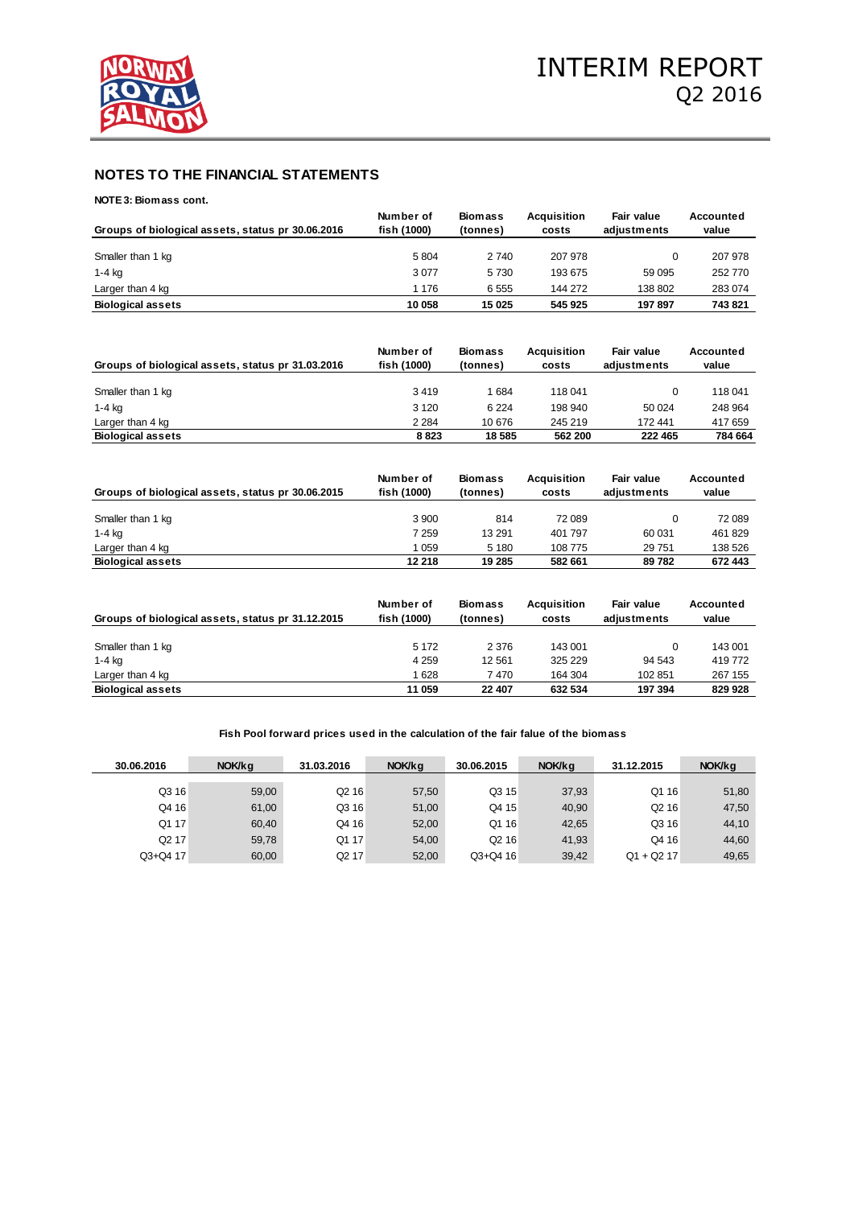## NOTES TO THE FINANCIAL STATEMENTS

**NOTE 3: Biomass cont.**

| Groups of biological assets, status pr 30.06.2016 | Number of fish (1000) | Biomass (tonnes) | Acquisition costs | Fair value adjustments | Accounted value |
|---|---|---|---|---|---|
| Smaller than 1 kg | 5 804 | 2 740 | 207 978 | 0 | 207 978 |
| 1-4 kg | 3 077 | 5 730 | 193 675 | 59 095 | 252 770 |
| Larger than 4 kg | 1 176 | 6 555 | 144 272 | 138 802 | 283 074 |
| **Biological assets** | **10 058** | **15 025** | **545 925** | **197 897** | **743 821** |

| Groups of biological assets, status pr 31.03.2016 | Number of fish (1000) | Biomass (tonnes) | Acquisition costs | Fair value adjustments | Accounted value |
|---|---|---|---|---|---|
| Smaller than 1 kg | 3 419 | 1 684 | 118 041 | 0 | 118 041 |
| 1-4 kg | 3 120 | 6 224 | 198 940 | 50 024 | 248 964 |
| Larger than 4 kg | 2 284 | 10 676 | 245 219 | 172 441 | 417 659 |
| **Biological assets** | **8 823** | **18 585** | **562 200** | **222 465** | **784 664** |

| Groups of biological assets, status pr 30.06.2015 | Number of fish (1000) | Biomass (tonnes) | Acquisition costs | Fair value adjustments | Accounted value |
|---|---|---|---|---|---|
| Smaller than 1 kg | 3 900 | 814 | 72 089 | 0 | 72 089 |
| 1-4 kg | 7 259 | 13 291 | 401 797 | 60 031 | 461 829 |
| Larger than 4 kg | 1 059 | 5 180 | 108 775 | 29 751 | 138 526 |
| **Biological assets** | **12 218** | **19 285** | **582 661** | **89 782** | **672 443** |

| Groups of biological assets, status pr 31.12.2015 | Number of fish (1000) | Biomass (tonnes) | Acquisition costs | Fair value adjustments | Accounted value |
|---|---|---|---|---|---|
| Smaller than 1 kg | 5 172 | 2 376 | 143 001 | 0 | 143 001 |
| 1-4 kg | 4 259 | 12 561 | 325 229 | 94 543 | 419 772 |
| Larger than 4 kg | 1 628 | 7 470 | 164 304 | 102 851 | 267 155 |
| **Biological assets** | **11 059** | **22 407** | **632 534** | **197 394** | **829 928** |

**Fish Pool forward prices used in the calculation of the fair falue of the biomass**

| 30.06.2016 | NOK/kg | 31.03.2016 | NOK/kg | 30.06.2015 | NOK/kg | 31.12.2015 | NOK/kg |
|---|---|---|---|---|---|---|---|
| Q3 16 | 59,00 | Q2 16 | 57,50 | Q3 15 | 37,93 | Q1 16 | 51,80 |
| Q4 16 | 61,00 | Q3 16 | 51,00 | Q4 15 | 40,90 | Q2 16 | 47,50 |
| Q1 17 | 60,40 | Q4 16 | 52,00 | Q1 16 | 42,65 | Q3 16 | 44,10 |
| Q2 17 | 59,78 | Q1 17 | 54,00 | Q2 16 | 41,93 | Q4 16 | 44,60 |
| Q3+Q4 17 | 60,00 | Q2 17 | 52,00 | Q3+Q4 16 | 39,42 | Q1 + Q2 17 | 49,65 |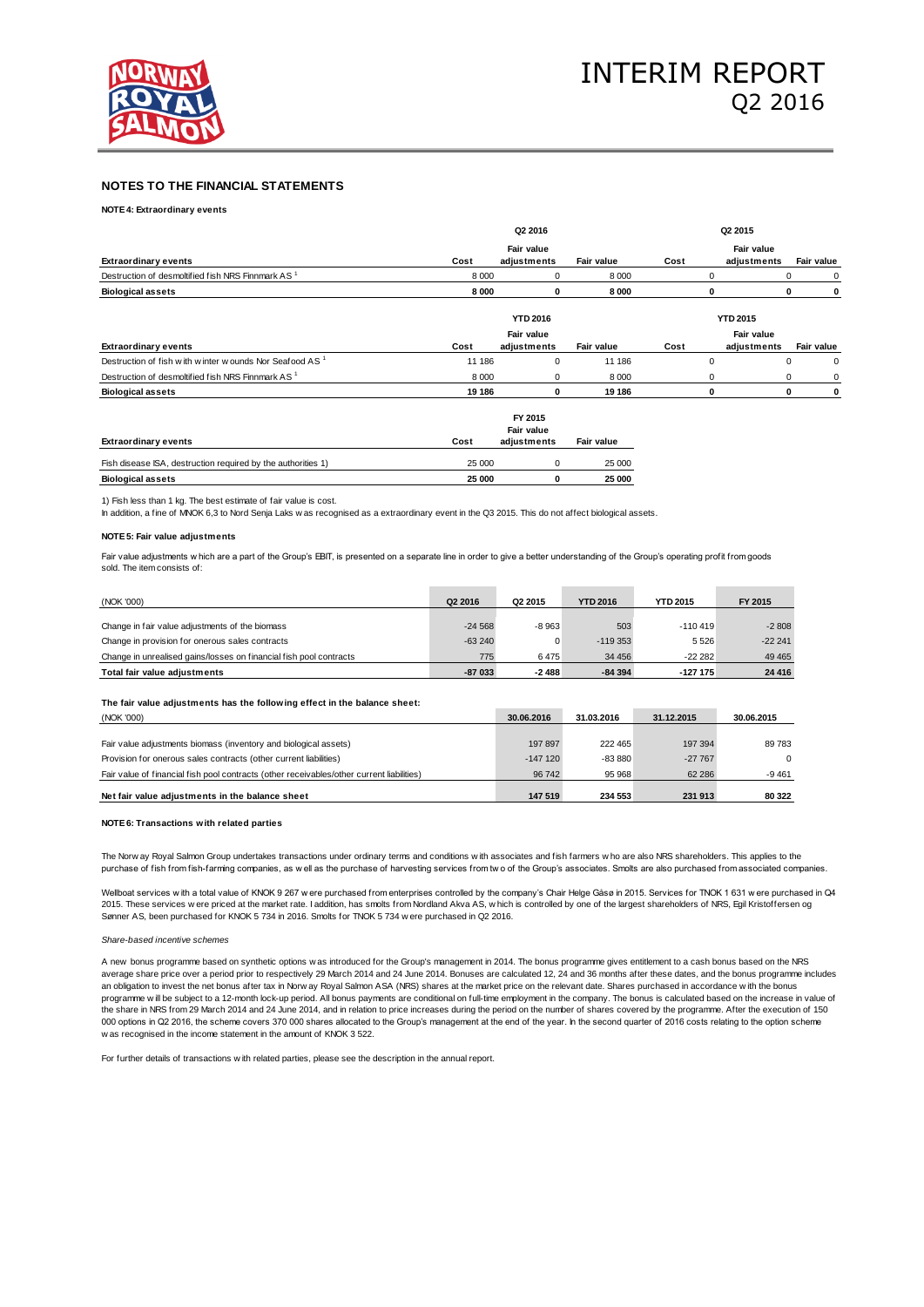## NOTES TO THE FINANCIAL STATEMENTS

### NOTE 4: Extraordinary events

| | Q2 2016 | | | Q2 2015 | | |
|---|---|---|---|---|---|---|
| Extraordinary events | Cost | Fair value adjustments | Fair value | Cost | Fair value adjustments | Fair value |
| Destruction of desmoltified fish NRS Finnmark AS [1] | 8 000 | 0 | 8 000 | 0 | 0 | 0 |
| **Biological assets** | **8 000** | **0** | **8 000** | **0** | **0** | **0** |

| | YTD 2016 | | | YTD 2015 | | |
|---|---|---|---|---|---|---|
| Extraordinary events | Cost | Fair value adjustments | Fair value | Cost | Fair value adjustments | Fair value |
| Destruction of fish with winter wounds Nor Seafood AS [1] | 11 186 | 0 | 11 186 | 0 | 0 | 0 |
| Destruction of desmoltified fish NRS Finnmark AS [1] | 8 000 | 0 | 8 000 | 0 | 0 | 0 |
| **Biological assets** | **19 186** | **0** | **19 186** | **0** | **0** | **0** |

| | FY 2015 | | |
|---|---|---|---|
| Extraordinary events | Cost | Fair value adjustments | Fair value |
| Fish disease ISA, destruction required by the authorities 1) | 25 000 | 0 | 25 000 |
| **Biological assets** | **25 000** | **0** | **25 000** |

1) Fish less than 1 kg. The best estimate of fair value is cost.

In addition, a fine of MNOK 6,3 to Nord Senja Laks was recognised as a extraordinary event in the Q3 2015. This do not affect biological assets.

### NOTE 5: Fair value adjustments

Fair value adjustments which are a part of the Group's EBIT, is presented on a separate line in order to give a better understanding of the Group's operating profit from goods sold. The item consists of:

| (NOK '000) | Q2 2016 | Q2 2015 | YTD 2016 | YTD 2015 | FY 2015 |
|---|---|---|---|---|---|
| Change in fair value adjustments of the biomass | -24 568 | -8 963 | 503 | -110 419 | -2 808 |
| Change in provision for onerous sales contracts | -63 240 | 0 | -119 353 | 5 526 | -22 241 |
| Change in unrealised gains/losses on financial fish pool contracts | 775 | 6 475 | 34 456 | -22 282 | 49 465 |
| **Total fair value adjustments** | **-87 033** | **-2 488** | **-84 394** | **-127 175** | **24 416** |

**The fair value adjustments has the following effect in the balance sheet:**

| (NOK '000) | 30.06.2016 | 31.03.2016 | 31.12.2015 | 30.06.2015 |
|---|---|---|---|---|
| Fair value adjustments biomass (inventory and biological assets) | 197 897 | 222 465 | 197 394 | 89 783 |
| Provision for onerous sales contracts (other current liabilities) | -147 120 | -83 880 | -27 767 | 0 |
| Fair value of financial fish pool contracts (other receivables/other current liabilities) | 96 742 | 95 968 | 62 286 | -9 461 |
| **Net fair value adjustments in the balance sheet** | **147 519** | **234 553** | **231 913** | **80 322** |

### NOTE 6: Transactions with related parties

The Norway Royal Salmon Group undertakes transactions under ordinary terms and conditions with associates and fish farmers who are also NRS shareholders. This applies to the purchase of fish from fish-farming companies, as well as the purchase of harvesting services from two of the Group's associates. Smolts are also purchased from associated companies.

Wellboat services with a total value of KNOK 9 267 were purchased from enterprises controlled by the company's Chair Helge Gåsø in 2015. Services for TNOK 1 631 were purchased in Q4 2015. These services were priced at the market rate. I addition, has smolts from Nordland Akva AS, which is controlled by one of the largest shareholders of NRS, Egil Kristoffersen og Sønner AS, been purchased for KNOK 5 734 in 2016. Smolts for TNOK 5 734 were purchased in Q2 2016.

*Share-based incentive schemes*

A new bonus programme based on synthetic options was introduced for the Group's management in 2014. The bonus programme gives entitlement to a cash bonus based on the NRS average share price over a period prior to respectively 29 March 2014 and 24 June 2014. Bonuses are calculated 12, 24 and 36 months after these dates, and the bonus programme includes an obligation to invest the net bonus after tax in Norway Royal Salmon ASA (NRS) shares at the market price on the relevant date. Shares purchased in accordance with the bonus programme will be subject to a 12-month lock-up period. All bonus payments are conditional on full-time employment in the company. The bonus is calculated based on the increase in value of the share in NRS from 29 March 2014 and 24 June 2014, and in relation to price increases during the period on the number of shares covered by the programme. After the execution of 150 000 options in Q2 2016, the scheme covers 370 000 shares allocated to the Group's management at the end of the year. In the second quarter of 2016 costs relating to the option scheme was recognised in the income statement in the amount of KNOK 3 522.

For further details of transactions with related parties, please see the description in the annual report.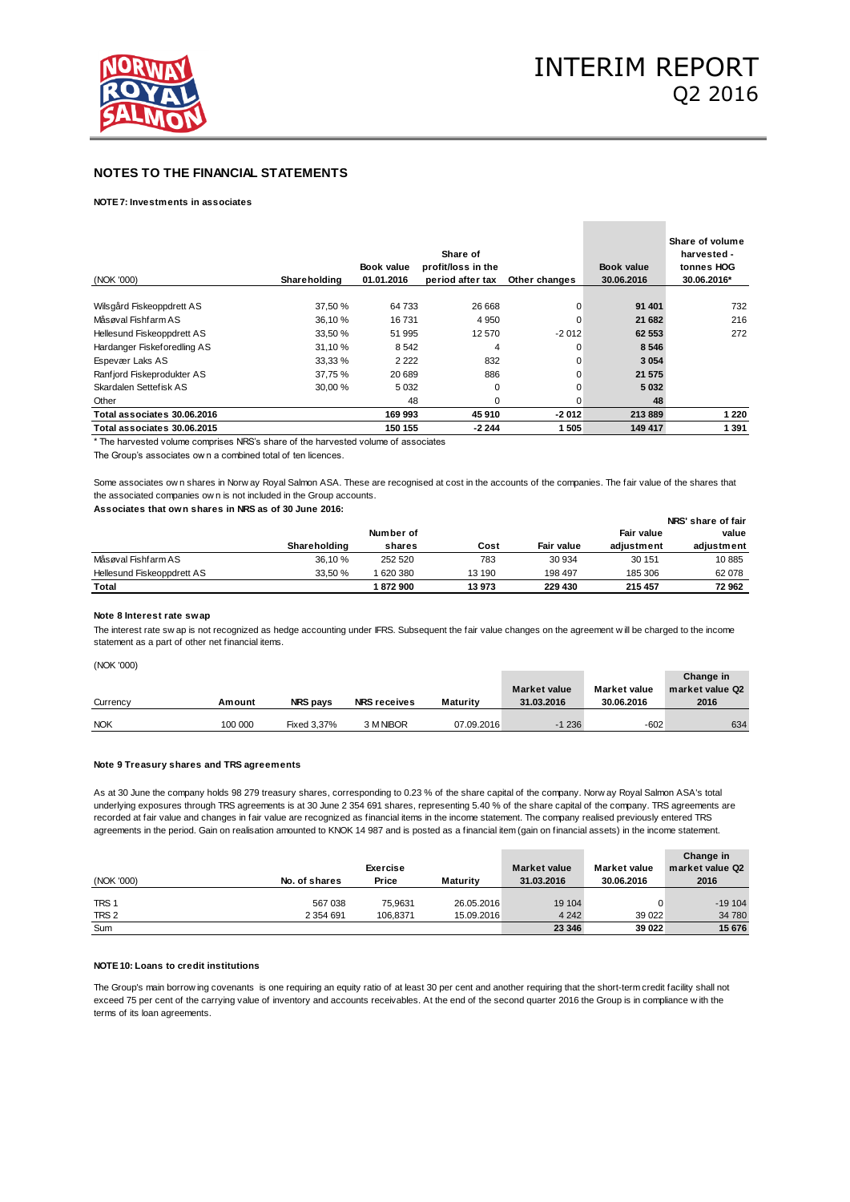## NOTES TO THE FINANCIAL STATEMENTS

### NOTE 7: Investments in associates

| (NOK '000) | Shareholding | Book value 01.01.2016 | Share of profit/loss in the period after tax | Other changes | Book value 30.06.2016 | Share of volume harvested - tonnes HOG 30.06.2016* |
|---|---|---|---|---|---|---|
| Wilsgård Fiskeoppdrett AS | 37,50 % | 64 733 | 26 668 | 0 | **91 401** | 732 |
| Måsøval Fishfarm AS | 36,10 % | 16 731 | 4 950 | 0 | **21 682** | 216 |
| Hellesund Fiskeoppdrett AS | 33,50 % | 51 995 | 12 570 | -2 012 | **62 553** | 272 |
| Hardanger Fiskeforedling AS | 31,10 % | 8 542 | 4 | 0 | **8 546** | |
| Espevær Laks AS | 33,33 % | 2 222 | 832 | 0 | **3 054** | |
| Ranfjord Fiskeprodukter AS | 37,75 % | 20 689 | 886 | 0 | **21 575** | |
| Skardalen Settefisk AS | 30,00 % | 5 032 | 0 | 0 | **5 032** | |
| Other | | 48 | 0 | 0 | **48** | |
| **Total associates 30.06.2016** | | **169 993** | **45 910** | **-2 012** | **213 889** | **1 220** |
| **Total associates 30.06.2015** | | **150 155** | **-2 244** | **1 505** | **149 417** | **1 391** |

\* The harvested volume comprises NRS's share of the harvested volume of associates

The Group's associates own a combined total of ten licences.

Some associates own shares in Norway Royal Salmon ASA. These are recognised at cost in the accounts of the companies. The fair value of the shares that the associated companies own is not included in the Group accounts.

**Associates that own shares in NRS as of 30 June 2016:**

| | Shareholding | Number of shares | Cost | Fair value | Fair value adjustment | NRS' share of fair value adjustment |
|---|---|---|---|---|---|---|
| Måsøval Fishfarm AS | 36,10 % | 252 520 | 783 | 30 934 | 30 151 | 10 885 |
| Hellesund Fiskeoppdrett AS | 33,50 % | 1 620 380 | 13 190 | 198 497 | 185 306 | 62 078 |
| **Total** | | **1 872 900** | **13 973** | **229 430** | **215 457** | **72 962** |

### Note 8 Interest rate swap

The interest rate swap is not recognized as hedge accounting under IFRS. Subsequent the fair value changes on the agreement will be charged to the income statement as a part of other net financial items.

(NOK '000)

| Currency | Amount | NRS pays | NRS receives | Maturity | Market value 31.03.2016 | Market value 30.06.2016 | Change in market value Q2 2016 |
|---|---|---|---|---|---|---|---|
| NOK | 100 000 | Fixed 3,37% | 3 M NIBOR | 07.09.2016 | -1 236 | -602 | 634 |

### Note 9 Treasury shares and TRS agreements

As at 30 June the company holds 98 279 treasury shares, corresponding to 0.23 % of the share capital of the company. Norway Royal Salmon ASA's total underlying exposures through TRS agreements is at 30 June 2 354 691 shares, representing 5.40 % of the share capital of the company. TRS agreements are recorded at fair value and changes in fair value are recognized as financial items in the income statement. The company realised previously entered TRS agreements in the period. Gain on realisation amounted to KNOK 14 987 and is posted as a financial item (gain on financial assets) in the income statement.

| (NOK '000) | No. of shares | Exercise Price | Maturity | Market value 31.03.2016 | Market value 30.06.2016 | Change in market value Q2 2016 |
|---|---|---|---|---|---|---|
| TRS 1 | 567 038 | 75,9631 | 26.05.2016 | 19 104 | 0 | -19 104 |
| TRS 2 | 2 354 691 | 106,8371 | 15.09.2016 | 4 242 | 39 022 | 34 780 |
| Sum | | | | **23 346** | **39 022** | **15 676** |

### NOTE 10: Loans to credit institutions

The Group's main borrowing covenants is one requiring an equity ratio of at least 30 per cent and another requiring that the short-term credit facility shall not exceed 75 per cent of the carrying value of inventory and accounts receivables. At the end of the second quarter 2016 the Group is in compliance with the terms of its loan agreements.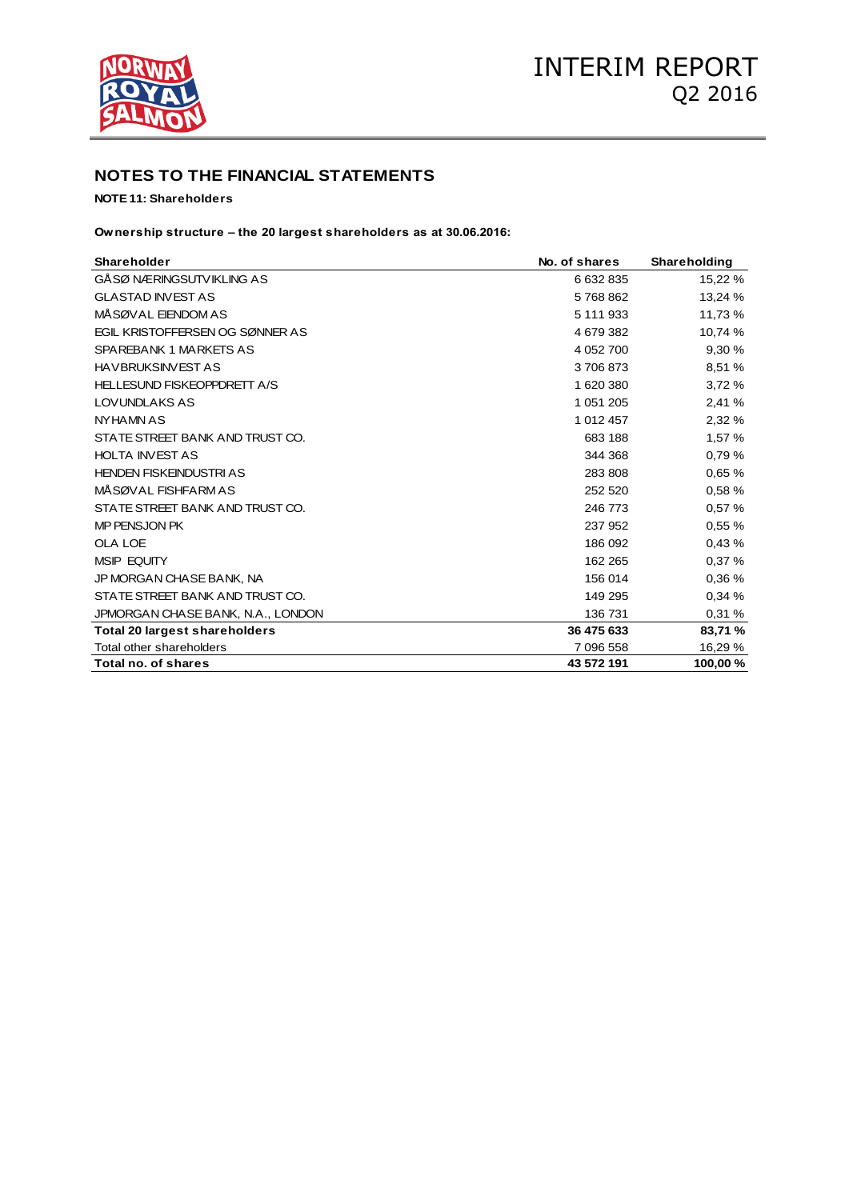## NOTES TO THE FINANCIAL STATEMENTS

**NOTE 11: Shareholders**

**Ownership structure – the 20 largest shareholders as at 30.06.2016:**

| Shareholder | No. of shares | Shareholding |
|---|---|---|
| GÅSØ NÆRINGSUTVIKLING AS | 6 632 835 | 15,22 % |
| GLASTAD INVEST AS | 5 768 862 | 13,24 % |
| MÅSØVAL EIENDOM AS | 5 111 933 | 11,73 % |
| EGIL KRISTOFFERSEN OG SØNNER AS | 4 679 382 | 10,74 % |
| SPAREBANK 1 MARKETS AS | 4 052 700 | 9,30 % |
| HAVBRUKSINVEST AS | 3 706 873 | 8,51 % |
| HELLESUND FISKEOPPDRETT A/S | 1 620 380 | 3,72 % |
| LOVUNDLAKS AS | 1 051 205 | 2,41 % |
| NYHAMN AS | 1 012 457 | 2,32 % |
| STATE STREET BANK AND TRUST CO. | 683 188 | 1,57 % |
| HOLTA INVEST AS | 344 368 | 0,79 % |
| HENDEN FISKEINDUSTRI AS | 283 808 | 0,65 % |
| MÅSØVAL FISHFARM AS | 252 520 | 0,58 % |
| STATE STREET BANK AND TRUST CO. | 246 773 | 0,57 % |
| MP PENSJON PK | 237 952 | 0,55 % |
| OLA LOE | 186 092 | 0,43 % |
| MSIP EQUITY | 162 265 | 0,37 % |
| JP MORGAN CHASE BANK, NA | 156 014 | 0,36 % |
| STATE STREET BANK AND TRUST CO. | 149 295 | 0,34 % |
| JPMORGAN CHASE BANK, N.A., LONDON | 136 731 | 0,31 % |
| **Total 20 largest shareholders** | **36 475 633** | **83,71 %** |
| Total other shareholders | 7 096 558 | 16,29 % |
| **Total no. of shares** | **43 572 191** | **100,00 %** |